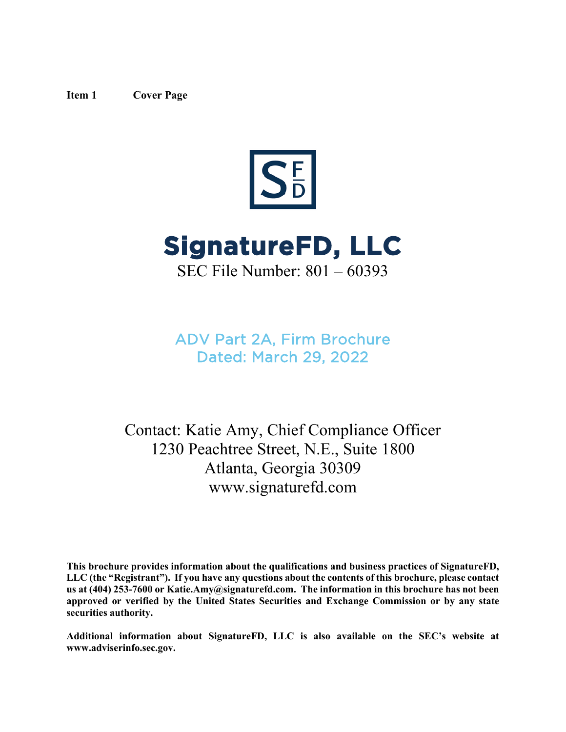**Item 1 Cover Page**

# SignatureFD, LLC

SEC File Number: 801 – 60393

## ADV Part 2A, Firm Brochure
## Dated: March 29, 2022

Contact: Katie Amy, Chief Compliance Officer
1230 Peachtree Street, N.E., Suite 1800
Atlanta, Georgia 30309
www.signaturefd.com

**This brochure provides information about the qualifications and business practices of SignatureFD, LLC (the "Registrant"). If you have any questions about the contents of this brochure, please contact us at (404) 253-7600 or Katie.Amy@signaturefd.com. The information in this brochure has not been approved or verified by the United States Securities and Exchange Commission or by any state securities authority.**

**Additional information about SignatureFD, LLC is also available on the SEC's website at www.adviserinfo.sec.gov.**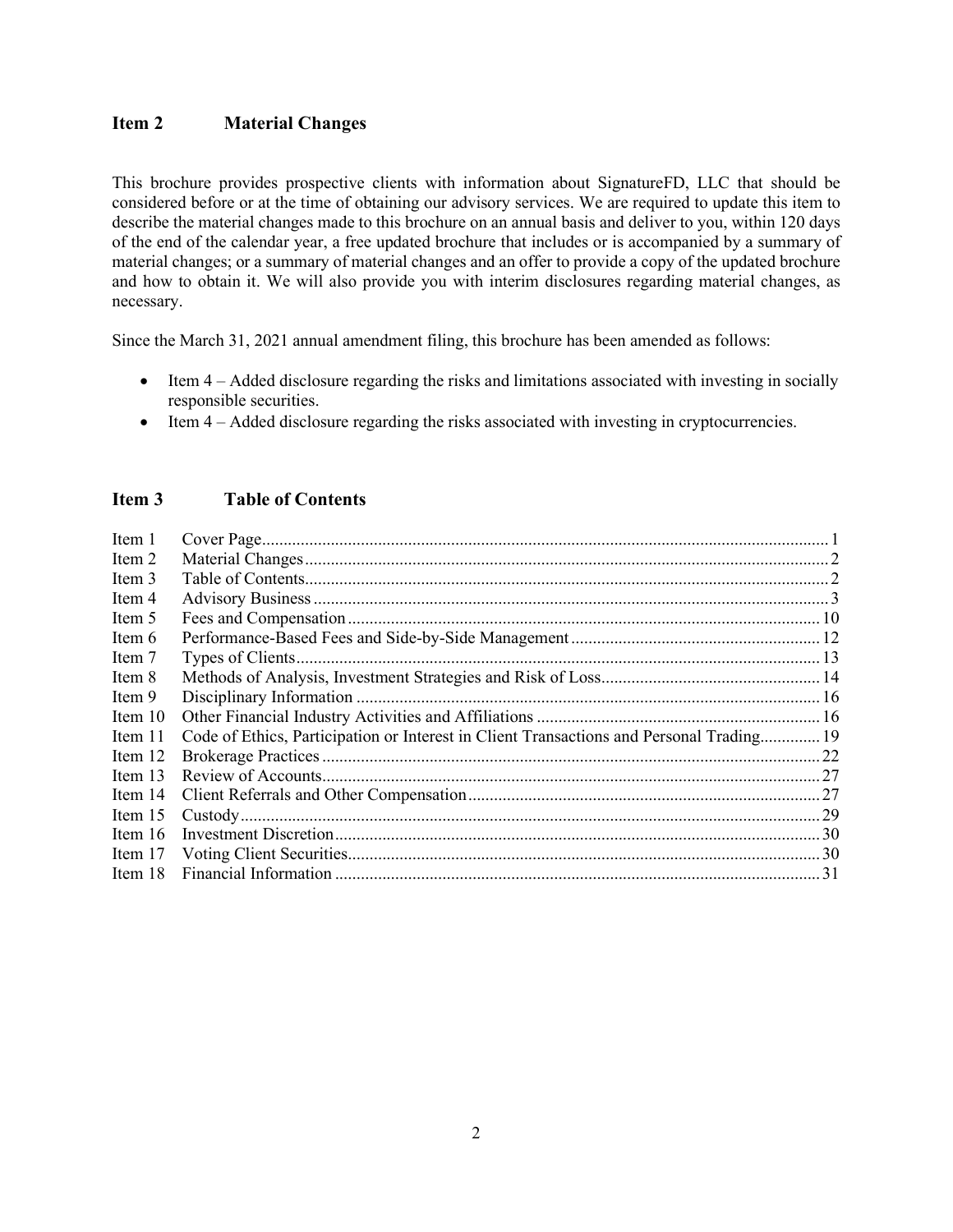## Item 2 Material Changes

This brochure provides prospective clients with information about SignatureFD, LLC that should be considered before or at the time of obtaining our advisory services. We are required to update this item to describe the material changes made to this brochure on an annual basis and deliver to you, within 120 days of the end of the calendar year, a free updated brochure that includes or is accompanied by a summary of material changes; or a summary of material changes and an offer to provide a copy of the updated brochure and how to obtain it. We will also provide you with interim disclosures regarding material changes, as necessary.

Since the March 31, 2021 annual amendment filing, this brochure has been amended as follows:

- Item 4 – Added disclosure regarding the risks and limitations associated with investing in socially responsible securities.
- Item 4 – Added disclosure regarding the risks associated with investing in cryptocurrencies.

## Item 3 Table of Contents

| | | |
|---|---|---|
| Item 1 | Cover Page | 1 |
| Item 2 | Material Changes | 2 |
| Item 3 | Table of Contents | 2 |
| Item 4 | Advisory Business | 3 |
| Item 5 | Fees and Compensation | 10 |
| Item 6 | Performance-Based Fees and Side-by-Side Management | 12 |
| Item 7 | Types of Clients | 13 |
| Item 8 | Methods of Analysis, Investment Strategies and Risk of Loss | 14 |
| Item 9 | Disciplinary Information | 16 |
| Item 10 | Other Financial Industry Activities and Affiliations | 16 |
| Item 11 | Code of Ethics, Participation or Interest in Client Transactions and Personal Trading | 19 |
| Item 12 | Brokerage Practices | 22 |
| Item 13 | Review of Accounts | 27 |
| Item 14 | Client Referrals and Other Compensation | 27 |
| Item 15 | Custody | 29 |
| Item 16 | Investment Discretion | 30 |
| Item 17 | Voting Client Securities | 30 |
| Item 18 | Financial Information | 31 |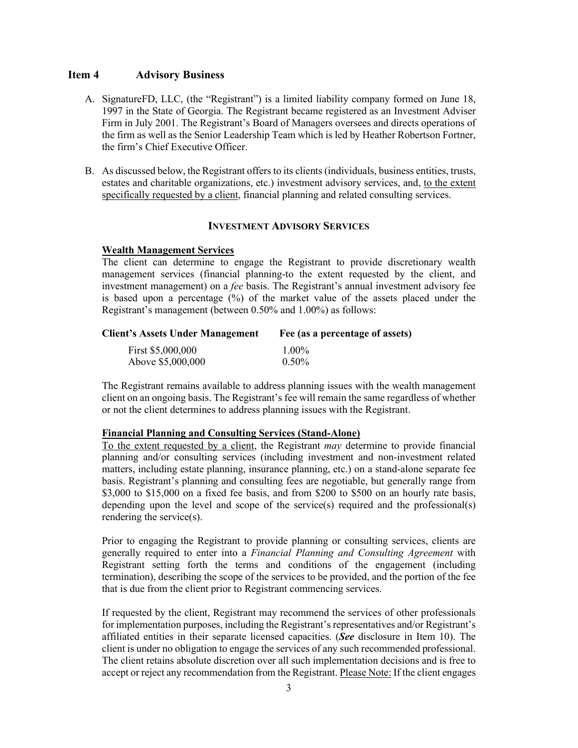## Item 4 Advisory Business

A. SignatureFD, LLC, (the "Registrant") is a limited liability company formed on June 18, 1997 in the State of Georgia. The Registrant became registered as an Investment Adviser Firm in July 2001. The Registrant's Board of Managers oversees and directs operations of the firm as well as the Senior Leadership Team which is led by Heather Robertson Fortner, the firm's Chief Executive Officer.

B. As discussed below, the Registrant offers to its clients (individuals, business entities, trusts, estates and charitable organizations, etc.) investment advisory services, and, to the extent specifically requested by a client, financial planning and related consulting services.

### INVESTMENT ADVISORY SERVICES

**Wealth Management Services**

The client can determine to engage the Registrant to provide discretionary wealth management services (financial planning-to the extent requested by the client, and investment management) on a *fee* basis. The Registrant's annual investment advisory fee is based upon a percentage (%) of the market value of the assets placed under the Registrant's management (between 0.50% and 1.00%) as follows:

| Client's Assets Under Management | Fee (as a percentage of assets) |
|---|---|
| First $5,000,000 | 1.00% |
| Above $5,000,000 | 0.50% |

The Registrant remains available to address planning issues with the wealth management client on an ongoing basis. The Registrant's fee will remain the same regardless of whether or not the client determines to address planning issues with the Registrant.

**Financial Planning and Consulting Services (Stand-Alone)**

To the extent requested by a client, the Registrant *may* determine to provide financial planning and/or consulting services (including investment and non-investment related matters, including estate planning, insurance planning, etc.) on a stand-alone separate fee basis. Registrant's planning and consulting fees are negotiable, but generally range from $3,000 to $15,000 on a fixed fee basis, and from $200 to $500 on an hourly rate basis, depending upon the level and scope of the service(s) required and the professional(s) rendering the service(s).

Prior to engaging the Registrant to provide planning or consulting services, clients are generally required to enter into a *Financial Planning and Consulting Agreement* with Registrant setting forth the terms and conditions of the engagement (including termination), describing the scope of the services to be provided, and the portion of the fee that is due from the client prior to Registrant commencing services.

If requested by the client, Registrant may recommend the services of other professionals for implementation purposes, including the Registrant's representatives and/or Registrant's affiliated entities in their separate licensed capacities. (***See*** disclosure in Item 10). The client is under no obligation to engage the services of any such recommended professional. The client retains absolute discretion over all such implementation decisions and is free to accept or reject any recommendation from the Registrant. Please Note: If the client engages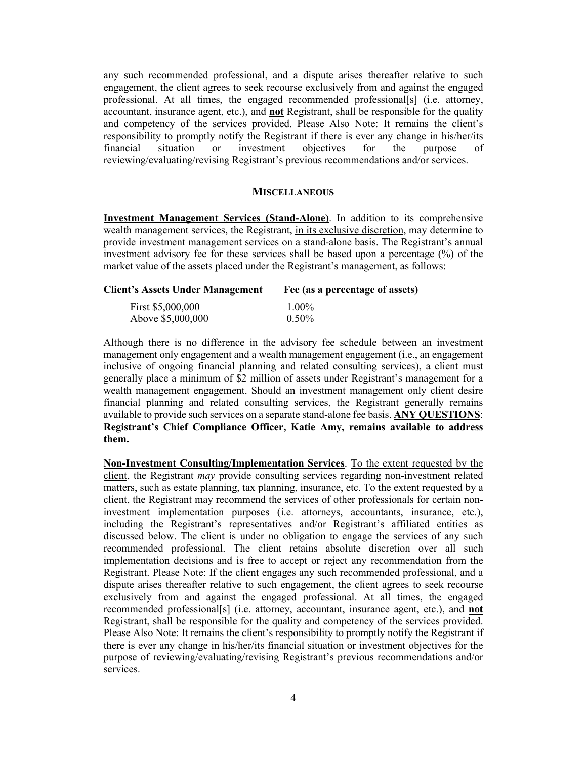any such recommended professional, and a dispute arises thereafter relative to such engagement, the client agrees to seek recourse exclusively from and against the engaged professional. At all times, the engaged recommended professional[s] (i.e. attorney, accountant, insurance agent, etc.), and **not** Registrant, shall be responsible for the quality and competency of the services provided. Please Also Note: It remains the client's responsibility to promptly notify the Registrant if there is ever any change in his/her/its financial situation or investment objectives for the purpose of reviewing/evaluating/revising Registrant's previous recommendations and/or services.

## MISCELLANEOUS

**Investment Management Services (Stand-Alone)**. In addition to its comprehensive wealth management services, the Registrant, in its exclusive discretion, may determine to provide investment management services on a stand-alone basis. The Registrant's annual investment advisory fee for these services shall be based upon a percentage (%) of the market value of the assets placed under the Registrant's management, as follows:

| Client's Assets Under Management | Fee (as a percentage of assets) |
|---|---|
| First $5,000,000 | 1.00% |
| Above $5,000,000 | 0.50% |

Although there is no difference in the advisory fee schedule between an investment management only engagement and a wealth management engagement (i.e., an engagement inclusive of ongoing financial planning and related consulting services), a client must generally place a minimum of $2 million of assets under Registrant's management for a wealth management engagement. Should an investment management only client desire financial planning and related consulting services, the Registrant generally remains available to provide such services on a separate stand-alone fee basis. **ANY QUESTIONS**: **Registrant's Chief Compliance Officer, Katie Amy, remains available to address them.**

**Non-Investment Consulting/Implementation Services**. To the extent requested by the client, the Registrant *may* provide consulting services regarding non-investment related matters, such as estate planning, tax planning, insurance, etc. To the extent requested by a client, the Registrant may recommend the services of other professionals for certain non-investment implementation purposes (i.e. attorneys, accountants, insurance, etc.), including the Registrant's representatives and/or Registrant's affiliated entities as discussed below. The client is under no obligation to engage the services of any such recommended professional. The client retains absolute discretion over all such implementation decisions and is free to accept or reject any recommendation from the Registrant. Please Note: If the client engages any such recommended professional, and a dispute arises thereafter relative to such engagement, the client agrees to seek recourse exclusively from and against the engaged professional. At all times, the engaged recommended professional[s] (i.e. attorney, accountant, insurance agent, etc.), and **not** Registrant, shall be responsible for the quality and competency of the services provided. Please Also Note: It remains the client's responsibility to promptly notify the Registrant if there is ever any change in his/her/its financial situation or investment objectives for the purpose of reviewing/evaluating/revising Registrant's previous recommendations and/or services.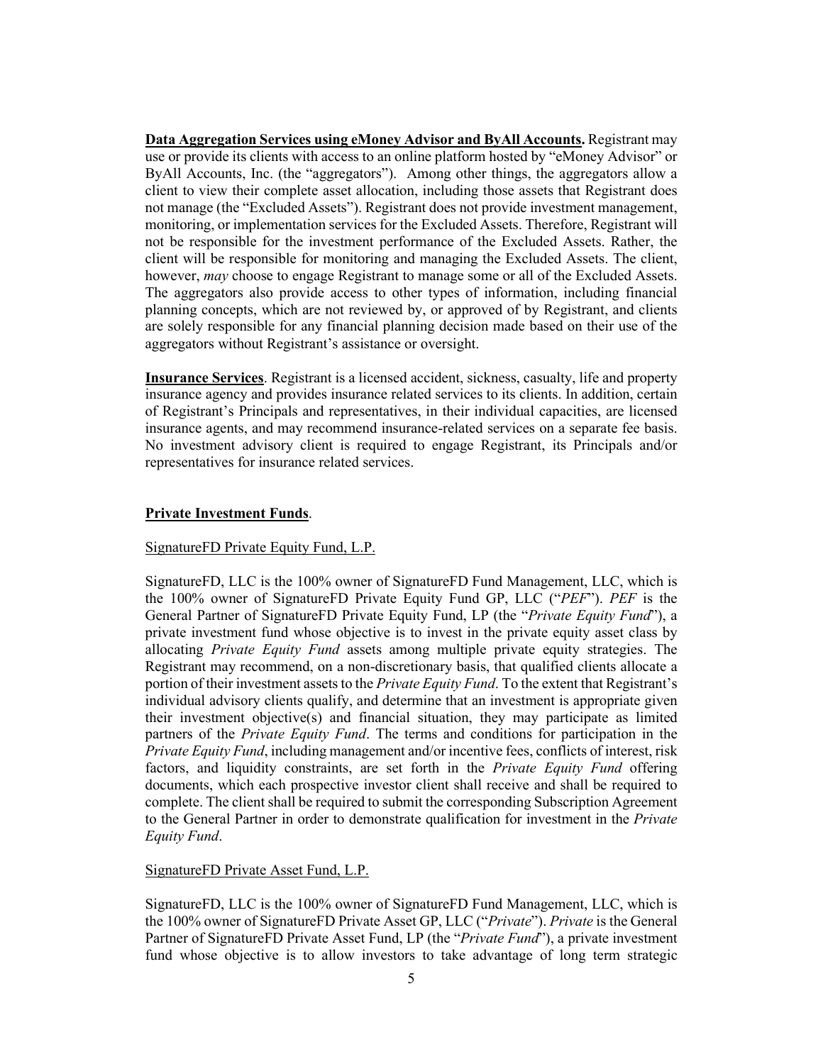**Data Aggregation Services using eMoney Advisor and ByAll Accounts.** Registrant may use or provide its clients with access to an online platform hosted by "eMoney Advisor" or ByAll Accounts, Inc. (the "aggregators"). Among other things, the aggregators allow a client to view their complete asset allocation, including those assets that Registrant does not manage (the "Excluded Assets"). Registrant does not provide investment management, monitoring, or implementation services for the Excluded Assets. Therefore, Registrant will not be responsible for the investment performance of the Excluded Assets. Rather, the client will be responsible for monitoring and managing the Excluded Assets. The client, however, *may* choose to engage Registrant to manage some or all of the Excluded Assets. The aggregators also provide access to other types of information, including financial planning concepts, which are not reviewed by, or approved of by Registrant, and clients are solely responsible for any financial planning decision made based on their use of the aggregators without Registrant's assistance or oversight.

**Insurance Services**. Registrant is a licensed accident, sickness, casualty, life and property insurance agency and provides insurance related services to its clients. In addition, certain of Registrant's Principals and representatives, in their individual capacities, are licensed insurance agents, and may recommend insurance-related services on a separate fee basis. No investment advisory client is required to engage Registrant, its Principals and/or representatives for insurance related services.

**Private Investment Funds**.

SignatureFD Private Equity Fund, L.P.

SignatureFD, LLC is the 100% owner of SignatureFD Fund Management, LLC, which is the 100% owner of SignatureFD Private Equity Fund GP, LLC ("*PEF*"). *PEF* is the General Partner of SignatureFD Private Equity Fund, LP (the "*Private Equity Fund*"), a private investment fund whose objective is to invest in the private equity asset class by allocating *Private Equity Fund* assets among multiple private equity strategies. The Registrant may recommend, on a non-discretionary basis, that qualified clients allocate a portion of their investment assets to the *Private Equity Fund*. To the extent that Registrant's individual advisory clients qualify, and determine that an investment is appropriate given their investment objective(s) and financial situation, they may participate as limited partners of the *Private Equity Fund*. The terms and conditions for participation in the *Private Equity Fund*, including management and/or incentive fees, conflicts of interest, risk factors, and liquidity constraints, are set forth in the *Private Equity Fund* offering documents, which each prospective investor client shall receive and shall be required to complete. The client shall be required to submit the corresponding Subscription Agreement to the General Partner in order to demonstrate qualification for investment in the *Private Equity Fund*.

SignatureFD Private Asset Fund, L.P.

SignatureFD, LLC is the 100% owner of SignatureFD Fund Management, LLC, which is the 100% owner of SignatureFD Private Asset GP, LLC ("*Private*"). *Private* is the General Partner of SignatureFD Private Asset Fund, LP (the "*Private Fund*"), a private investment fund whose objective is to allow investors to take advantage of long term strategic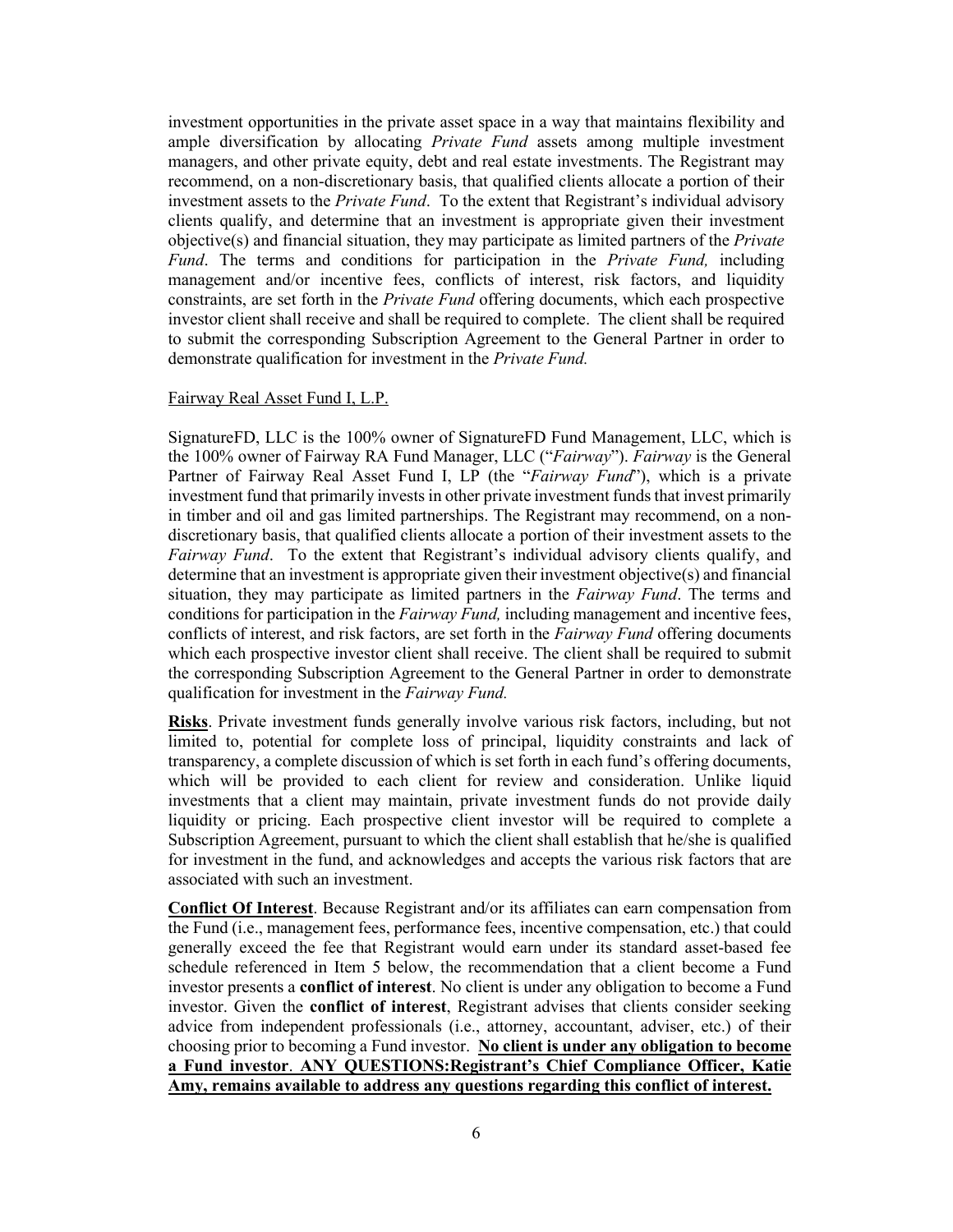investment opportunities in the private asset space in a way that maintains flexibility and ample diversification by allocating *Private Fund* assets among multiple investment managers, and other private equity, debt and real estate investments. The Registrant may recommend, on a non-discretionary basis, that qualified clients allocate a portion of their investment assets to the *Private Fund*. To the extent that Registrant's individual advisory clients qualify, and determine that an investment is appropriate given their investment objective(s) and financial situation, they may participate as limited partners of the *Private Fund*. The terms and conditions for participation in the *Private Fund,* including management and/or incentive fees, conflicts of interest, risk factors, and liquidity constraints, are set forth in the *Private Fund* offering documents, which each prospective investor client shall receive and shall be required to complete. The client shall be required to submit the corresponding Subscription Agreement to the General Partner in order to demonstrate qualification for investment in the *Private Fund.*

Fairway Real Asset Fund I, L.P.

SignatureFD, LLC is the 100% owner of SignatureFD Fund Management, LLC, which is the 100% owner of Fairway RA Fund Manager, LLC ("*Fairway*"). *Fairway* is the General Partner of Fairway Real Asset Fund I, LP (the "*Fairway Fund*"), which is a private investment fund that primarily invests in other private investment funds that invest primarily in timber and oil and gas limited partnerships. The Registrant may recommend, on a non-discretionary basis, that qualified clients allocate a portion of their investment assets to the *Fairway Fund*. To the extent that Registrant's individual advisory clients qualify, and determine that an investment is appropriate given their investment objective(s) and financial situation, they may participate as limited partners in the *Fairway Fund*. The terms and conditions for participation in the *Fairway Fund,* including management and incentive fees, conflicts of interest, and risk factors, are set forth in the *Fairway Fund* offering documents which each prospective investor client shall receive. The client shall be required to submit the corresponding Subscription Agreement to the General Partner in order to demonstrate qualification for investment in the *Fairway Fund.*

**Risks**. Private investment funds generally involve various risk factors, including, but not limited to, potential for complete loss of principal, liquidity constraints and lack of transparency, a complete discussion of which is set forth in each fund's offering documents, which will be provided to each client for review and consideration. Unlike liquid investments that a client may maintain, private investment funds do not provide daily liquidity or pricing. Each prospective client investor will be required to complete a Subscription Agreement, pursuant to which the client shall establish that he/she is qualified for investment in the fund, and acknowledges and accepts the various risk factors that are associated with such an investment.

**Conflict Of Interest**. Because Registrant and/or its affiliates can earn compensation from the Fund (i.e., management fees, performance fees, incentive compensation, etc.) that could generally exceed the fee that Registrant would earn under its standard asset-based fee schedule referenced in Item 5 below, the recommendation that a client become a Fund investor presents a **conflict of interest**. No client is under any obligation to become a Fund investor. Given the **conflict of interest**, Registrant advises that clients consider seeking advice from independent professionals (i.e., attorney, accountant, adviser, etc.) of their choosing prior to becoming a Fund investor. **No client is under any obligation to become a Fund investor**. **ANY QUESTIONS:Registrant's Chief Compliance Officer, Katie Amy, remains available to address any questions regarding this conflict of interest.**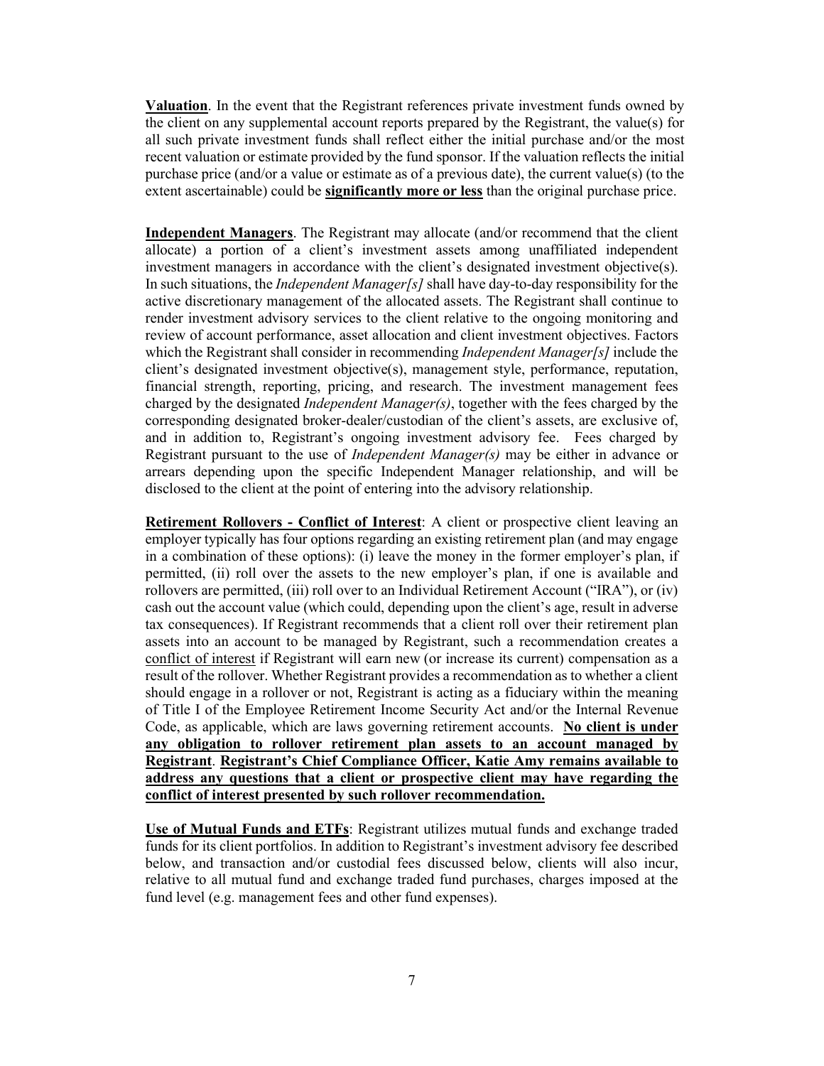**<u>Valuation</u>**. In the event that the Registrant references private investment funds owned by the client on any supplemental account reports prepared by the Registrant, the value(s) for all such private investment funds shall reflect either the initial purchase and/or the most recent valuation or estimate provided by the fund sponsor. If the valuation reflects the initial purchase price (and/or a value or estimate as of a previous date), the current value(s) (to the extent ascertainable) could be **<u>significantly more or less</u>** than the original purchase price.

**<u>Independent Managers</u>**. The Registrant may allocate (and/or recommend that the client allocate) a portion of a client's investment assets among unaffiliated independent investment managers in accordance with the client's designated investment objective(s). In such situations, the *Independent Manager[s]* shall have day-to-day responsibility for the active discretionary management of the allocated assets. The Registrant shall continue to render investment advisory services to the client relative to the ongoing monitoring and review of account performance, asset allocation and client investment objectives. Factors which the Registrant shall consider in recommending *Independent Manager[s]* include the client's designated investment objective(s), management style, performance, reputation, financial strength, reporting, pricing, and research. The investment management fees charged by the designated *Independent Manager(s)*, together with the fees charged by the corresponding designated broker-dealer/custodian of the client's assets, are exclusive of, and in addition to, Registrant's ongoing investment advisory fee. Fees charged by Registrant pursuant to the use of *Independent Manager(s)* may be either in advance or arrears depending upon the specific Independent Manager relationship, and will be disclosed to the client at the point of entering into the advisory relationship.

**<u>Retirement Rollovers - Conflict of Interest</u>**: A client or prospective client leaving an employer typically has four options regarding an existing retirement plan (and may engage in a combination of these options): (i) leave the money in the former employer's plan, if permitted, (ii) roll over the assets to the new employer's plan, if one is available and rollovers are permitted, (iii) roll over to an Individual Retirement Account ("IRA"), or (iv) cash out the account value (which could, depending upon the client's age, result in adverse tax consequences). If Registrant recommends that a client roll over their retirement plan assets into an account to be managed by Registrant, such a recommendation creates a <u>conflict of interest</u> if Registrant will earn new (or increase its current) compensation as a result of the rollover. Whether Registrant provides a recommendation as to whether a client should engage in a rollover or not, Registrant is acting as a fiduciary within the meaning of Title I of the Employee Retirement Income Security Act and/or the Internal Revenue Code, as applicable, which are laws governing retirement accounts. **<u>No client is under any obligation to rollover retirement plan assets to an account managed by Registrant</u>**. **<u>Registrant's Chief Compliance Officer, Katie Amy remains available to address any questions that a client or prospective client may have regarding the conflict of interest presented by such rollover recommendation.</u>**

**<u>Use of Mutual Funds and ETFs</u>**: Registrant utilizes mutual funds and exchange traded funds for its client portfolios. In addition to Registrant's investment advisory fee described below, and transaction and/or custodial fees discussed below, clients will also incur, relative to all mutual fund and exchange traded fund purchases, charges imposed at the fund level (e.g. management fees and other fund expenses).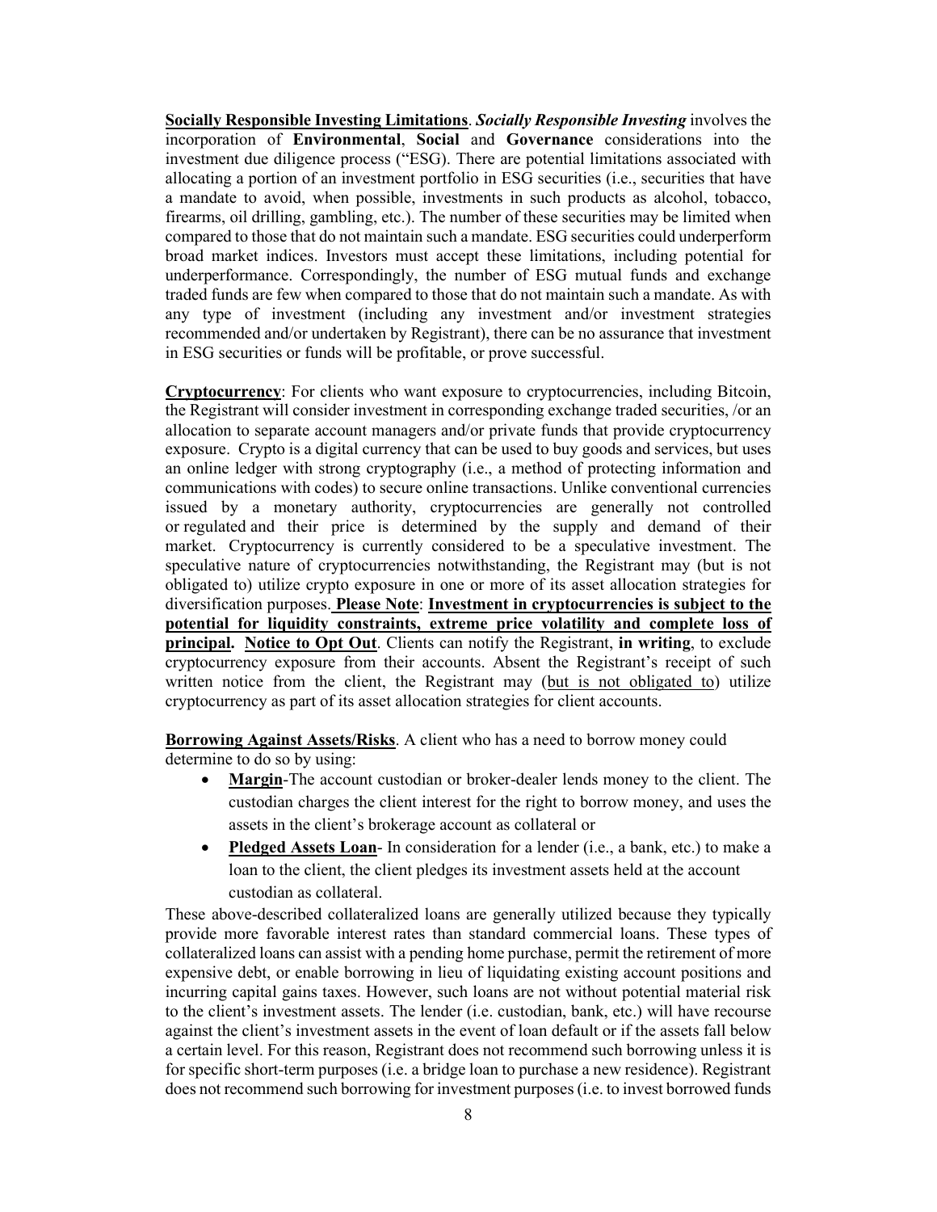**Socially Responsible Investing Limitations**. ***Socially Responsible Investing*** involves the incorporation of **Environmental**, **Social** and **Governance** considerations into the investment due diligence process ("ESG). There are potential limitations associated with allocating a portion of an investment portfolio in ESG securities (i.e., securities that have a mandate to avoid, when possible, investments in such products as alcohol, tobacco, firearms, oil drilling, gambling, etc.). The number of these securities may be limited when compared to those that do not maintain such a mandate. ESG securities could underperform broad market indices. Investors must accept these limitations, including potential for underperformance. Correspondingly, the number of ESG mutual funds and exchange traded funds are few when compared to those that do not maintain such a mandate. As with any type of investment (including any investment and/or investment strategies recommended and/or undertaken by Registrant), there can be no assurance that investment in ESG securities or funds will be profitable, or prove successful.

**Cryptocurrency**: For clients who want exposure to cryptocurrencies, including Bitcoin, the Registrant will consider investment in corresponding exchange traded securities, /or an allocation to separate account managers and/or private funds that provide cryptocurrency exposure. Crypto is a digital currency that can be used to buy goods and services, but uses an online ledger with strong cryptography (i.e., a method of protecting information and communications with codes) to secure online transactions. Unlike conventional currencies issued by a monetary authority, cryptocurrencies are generally not controlled or regulated and their price is determined by the supply and demand of their market. Cryptocurrency is currently considered to be a speculative investment. The speculative nature of cryptocurrencies notwithstanding, the Registrant may (but is not obligated to) utilize crypto exposure in one or more of its asset allocation strategies for diversification purposes. **Please Note**: **Investment in cryptocurrencies is subject to the potential for liquidity constraints, extreme price volatility and complete loss of principal. Notice to Opt Out**. Clients can notify the Registrant, **in writing**, to exclude cryptocurrency exposure from their accounts. Absent the Registrant's receipt of such written notice from the client, the Registrant may (but is not obligated to) utilize cryptocurrency as part of its asset allocation strategies for client accounts.

**Borrowing Against Assets/Risks**. A client who has a need to borrow money could determine to do so by using:

- **Margin**-The account custodian or broker-dealer lends money to the client. The custodian charges the client interest for the right to borrow money, and uses the assets in the client's brokerage account as collateral or
- **Pledged Assets Loan**- In consideration for a lender (i.e., a bank, etc.) to make a loan to the client, the client pledges its investment assets held at the account custodian as collateral.

These above-described collateralized loans are generally utilized because they typically provide more favorable interest rates than standard commercial loans. These types of collateralized loans can assist with a pending home purchase, permit the retirement of more expensive debt, or enable borrowing in lieu of liquidating existing account positions and incurring capital gains taxes. However, such loans are not without potential material risk to the client's investment assets. The lender (i.e. custodian, bank, etc.) will have recourse against the client's investment assets in the event of loan default or if the assets fall below a certain level. For this reason, Registrant does not recommend such borrowing unless it is for specific short-term purposes (i.e. a bridge loan to purchase a new residence). Registrant does not recommend such borrowing for investment purposes (i.e. to invest borrowed funds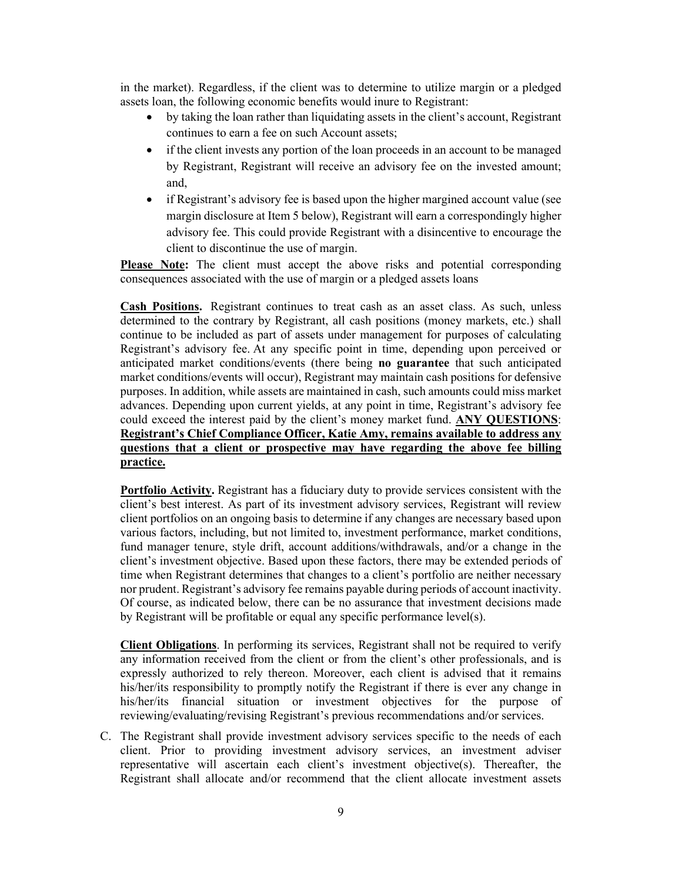in the market). Regardless, if the client was to determine to utilize margin or a pledged assets loan, the following economic benefits would inure to Registrant:

- by taking the loan rather than liquidating assets in the client's account, Registrant continues to earn a fee on such Account assets;
- if the client invests any portion of the loan proceeds in an account to be managed by Registrant, Registrant will receive an advisory fee on the invested amount; and,
- if Registrant's advisory fee is based upon the higher margined account value (see margin disclosure at Item 5 below), Registrant will earn a correspondingly higher advisory fee. This could provide Registrant with a disincentive to encourage the client to discontinue the use of margin.

**Please Note:** The client must accept the above risks and potential corresponding consequences associated with the use of margin or a pledged assets loans

**Cash Positions.** Registrant continues to treat cash as an asset class. As such, unless determined to the contrary by Registrant, all cash positions (money markets, etc.) shall continue to be included as part of assets under management for purposes of calculating Registrant's advisory fee. At any specific point in time, depending upon perceived or anticipated market conditions/events (there being **no guarantee** that such anticipated market conditions/events will occur), Registrant may maintain cash positions for defensive purposes. In addition, while assets are maintained in cash, such amounts could miss market advances. Depending upon current yields, at any point in time, Registrant's advisory fee could exceed the interest paid by the client's money market fund. **ANY QUESTIONS**: **Registrant's Chief Compliance Officer, Katie Amy, remains available to address any questions that a client or prospective may have regarding the above fee billing practice.**

**Portfolio Activity.** Registrant has a fiduciary duty to provide services consistent with the client's best interest. As part of its investment advisory services, Registrant will review client portfolios on an ongoing basis to determine if any changes are necessary based upon various factors, including, but not limited to, investment performance, market conditions, fund manager tenure, style drift, account additions/withdrawals, and/or a change in the client's investment objective. Based upon these factors, there may be extended periods of time when Registrant determines that changes to a client's portfolio are neither necessary nor prudent. Registrant's advisory fee remains payable during periods of account inactivity. Of course, as indicated below, there can be no assurance that investment decisions made by Registrant will be profitable or equal any specific performance level(s).

**Client Obligations**. In performing its services, Registrant shall not be required to verify any information received from the client or from the client's other professionals, and is expressly authorized to rely thereon. Moreover, each client is advised that it remains his/her/its responsibility to promptly notify the Registrant if there is ever any change in his/her/its financial situation or investment objectives for the purpose of reviewing/evaluating/revising Registrant's previous recommendations and/or services.

C. The Registrant shall provide investment advisory services specific to the needs of each client. Prior to providing investment advisory services, an investment adviser representative will ascertain each client's investment objective(s). Thereafter, the Registrant shall allocate and/or recommend that the client allocate investment assets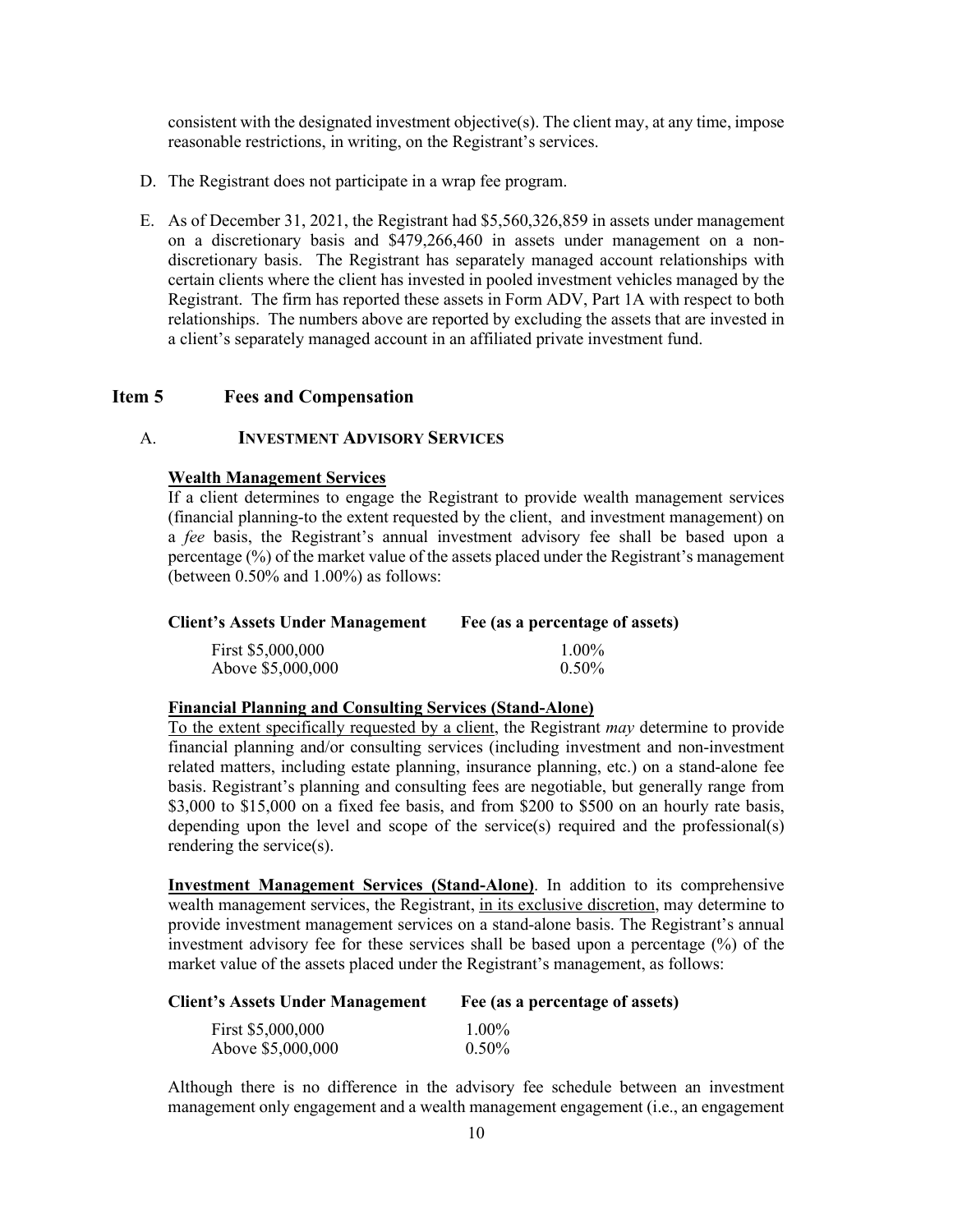consistent with the designated investment objective(s). The client may, at any time, impose reasonable restrictions, in writing, on the Registrant's services.

D. The Registrant does not participate in a wrap fee program.

E. As of December 31, 2021, the Registrant had $5,560,326,859 in assets under management on a discretionary basis and $479,266,460 in assets under management on a non-discretionary basis. The Registrant has separately managed account relationships with certain clients where the client has invested in pooled investment vehicles managed by the Registrant. The firm has reported these assets in Form ADV, Part 1A with respect to both relationships. The numbers above are reported by excluding the assets that are invested in a client's separately managed account in an affiliated private investment fund.

## Item 5 Fees and Compensation

### A. INVESTMENT ADVISORY SERVICES

**Wealth Management Services**

If a client determines to engage the Registrant to provide wealth management services (financial planning-to the extent requested by the client, and investment management) on a *fee* basis, the Registrant's annual investment advisory fee shall be based upon a percentage (%) of the market value of the assets placed under the Registrant's management (between 0.50% and 1.00%) as follows:

| Client's Assets Under Management | Fee (as a percentage of assets) |
|---|---|
| First $5,000,000 | 1.00% |
| Above $5,000,000 | 0.50% |

**Financial Planning and Consulting Services (Stand-Alone)**

To the extent specifically requested by a client, the Registrant *may* determine to provide financial planning and/or consulting services (including investment and non-investment related matters, including estate planning, insurance planning, etc.) on a stand-alone fee basis. Registrant's planning and consulting fees are negotiable, but generally range from $3,000 to $15,000 on a fixed fee basis, and from $200 to $500 on an hourly rate basis, depending upon the level and scope of the service(s) required and the professional(s) rendering the service(s).

**Investment Management Services (Stand-Alone)**. In addition to its comprehensive wealth management services, the Registrant, in its exclusive discretion, may determine to provide investment management services on a stand-alone basis. The Registrant's annual investment advisory fee for these services shall be based upon a percentage (%) of the market value of the assets placed under the Registrant's management, as follows:

| Client's Assets Under Management | Fee (as a percentage of assets) |
|---|---|
| First $5,000,000 | 1.00% |
| Above $5,000,000 | 0.50% |

Although there is no difference in the advisory fee schedule between an investment management only engagement and a wealth management engagement (i.e., an engagement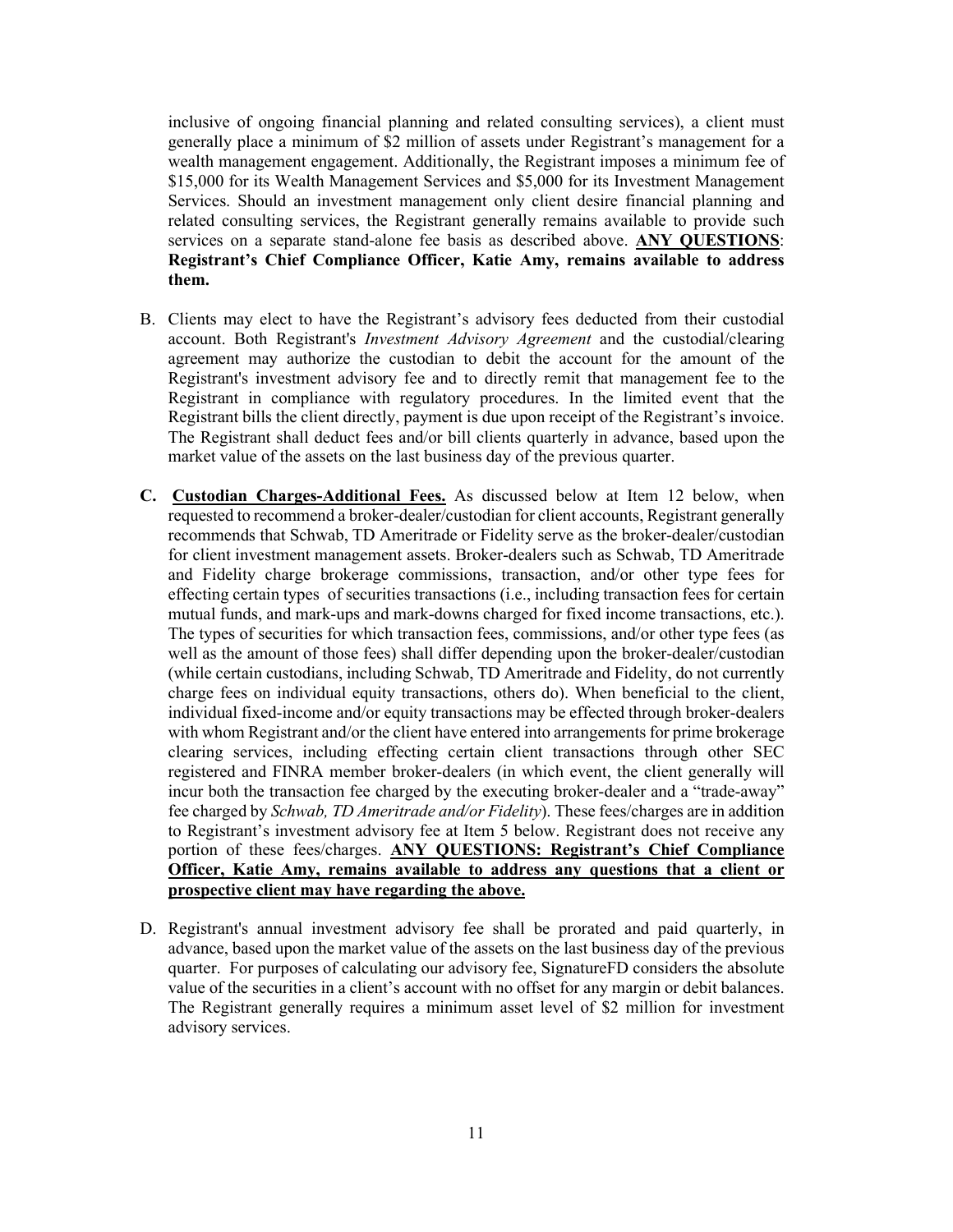inclusive of ongoing financial planning and related consulting services), a client must generally place a minimum of $2 million of assets under Registrant's management for a wealth management engagement. Additionally, the Registrant imposes a minimum fee of $15,000 for its Wealth Management Services and $5,000 for its Investment Management Services. Should an investment management only client desire financial planning and related consulting services, the Registrant generally remains available to provide such services on a separate stand-alone fee basis as described above. **<u>ANY QUESTIONS</u>: Registrant's Chief Compliance Officer, Katie Amy, remains available to address them.**

B. Clients may elect to have the Registrant's advisory fees deducted from their custodial account. Both Registrant's *Investment Advisory Agreement* and the custodial/clearing agreement may authorize the custodian to debit the account for the amount of the Registrant's investment advisory fee and to directly remit that management fee to the Registrant in compliance with regulatory procedures. In the limited event that the Registrant bills the client directly, payment is due upon receipt of the Registrant's invoice. The Registrant shall deduct fees and/or bill clients quarterly in advance, based upon the market value of the assets on the last business day of the previous quarter.

**C.** **<u>Custodian Charges-Additional Fees.</u>** As discussed below at Item 12 below, when requested to recommend a broker-dealer/custodian for client accounts, Registrant generally recommends that Schwab, TD Ameritrade or Fidelity serve as the broker-dealer/custodian for client investment management assets. Broker-dealers such as Schwab, TD Ameritrade and Fidelity charge brokerage commissions, transaction, and/or other type fees for effecting certain types of securities transactions (i.e., including transaction fees for certain mutual funds, and mark-ups and mark-downs charged for fixed income transactions, etc.). The types of securities for which transaction fees, commissions, and/or other type fees (as well as the amount of those fees) shall differ depending upon the broker-dealer/custodian (while certain custodians, including Schwab, TD Ameritrade and Fidelity, do not currently charge fees on individual equity transactions, others do). When beneficial to the client, individual fixed-income and/or equity transactions may be effected through broker-dealers with whom Registrant and/or the client have entered into arrangements for prime brokerage clearing services, including effecting certain client transactions through other SEC registered and FINRA member broker-dealers (in which event, the client generally will incur both the transaction fee charged by the executing broker-dealer and a "trade-away" fee charged by *Schwab, TD Ameritrade and/or Fidelity*). These fees/charges are in addition to Registrant's investment advisory fee at Item 5 below. Registrant does not receive any portion of these fees/charges. **<u>ANY QUESTIONS: Registrant's Chief Compliance Officer, Katie Amy, remains available to address any questions that a client or prospective client may have regarding the above.</u>**

D. Registrant's annual investment advisory fee shall be prorated and paid quarterly, in advance, based upon the market value of the assets on the last business day of the previous quarter. For purposes of calculating our advisory fee, SignatureFD considers the absolute value of the securities in a client's account with no offset for any margin or debit balances. The Registrant generally requires a minimum asset level of $2 million for investment advisory services.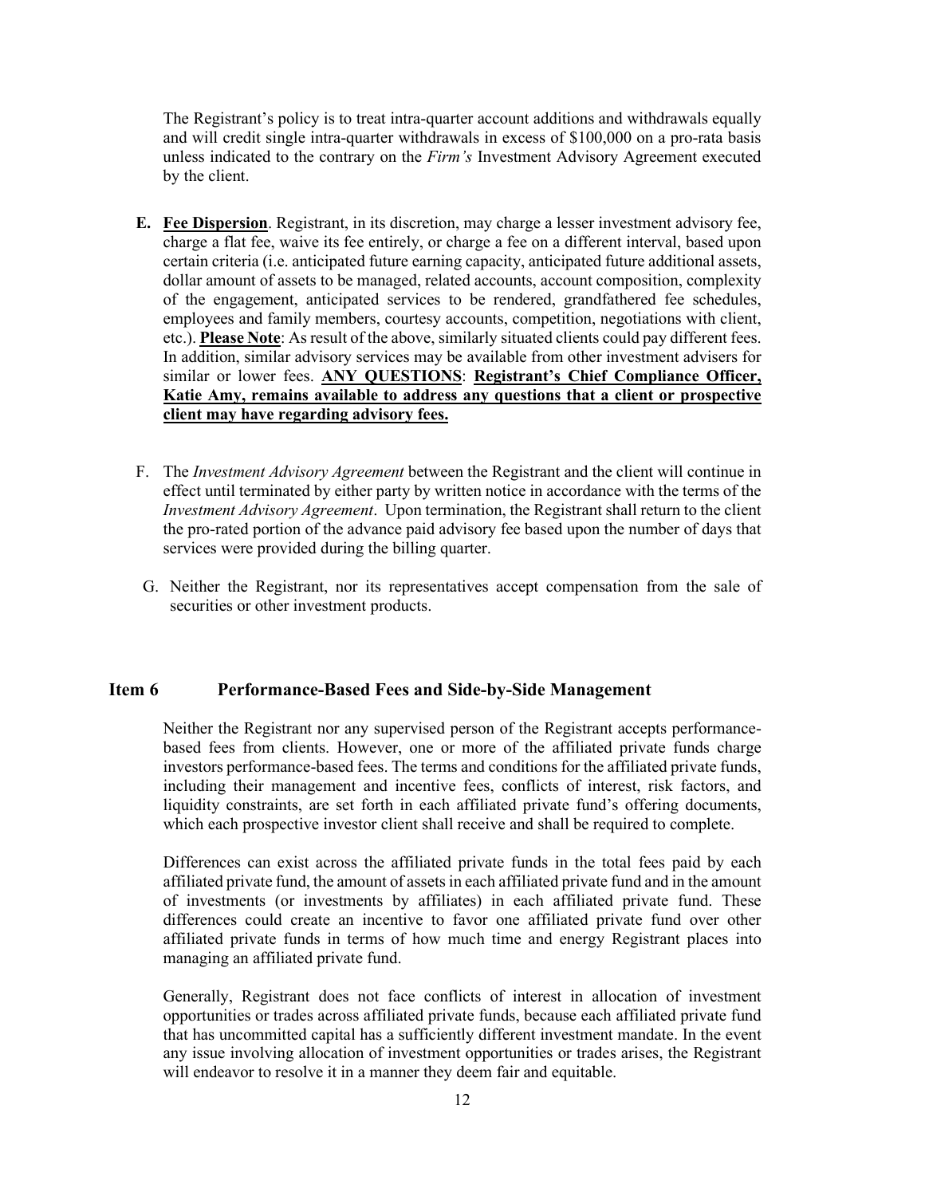The Registrant's policy is to treat intra-quarter account additions and withdrawals equally and will credit single intra-quarter withdrawals in excess of $100,000 on a pro-rata basis unless indicated to the contrary on the *Firm's* Investment Advisory Agreement executed by the client.

**E.** **<u>Fee Dispersion</u>**. Registrant, in its discretion, may charge a lesser investment advisory fee, charge a flat fee, waive its fee entirely, or charge a fee on a different interval, based upon certain criteria (i.e. anticipated future earning capacity, anticipated future additional assets, dollar amount of assets to be managed, related accounts, account composition, complexity of the engagement, anticipated services to be rendered, grandfathered fee schedules, employees and family members, courtesy accounts, competition, negotiations with client, etc.). **<u>Please Note</u>**: As result of the above, similarly situated clients could pay different fees. In addition, similar advisory services may be available from other investment advisers for similar or lower fees. **<u>ANY QUESTIONS</u>**: **<u>Registrant's Chief Compliance Officer, Katie Amy, remains available to address any questions that a client or prospective client may have regarding advisory fees.</u>**

F. The *Investment Advisory Agreement* between the Registrant and the client will continue in effect until terminated by either party by written notice in accordance with the terms of the *Investment Advisory Agreement*. Upon termination, the Registrant shall return to the client the pro-rated portion of the advance paid advisory fee based upon the number of days that services were provided during the billing quarter.

G. Neither the Registrant, nor its representatives accept compensation from the sale of securities or other investment products.

## Item 6 Performance-Based Fees and Side-by-Side Management

Neither the Registrant nor any supervised person of the Registrant accepts performance-based fees from clients. However, one or more of the affiliated private funds charge investors performance-based fees. The terms and conditions for the affiliated private funds, including their management and incentive fees, conflicts of interest, risk factors, and liquidity constraints, are set forth in each affiliated private fund's offering documents, which each prospective investor client shall receive and shall be required to complete.

Differences can exist across the affiliated private funds in the total fees paid by each affiliated private fund, the amount of assets in each affiliated private fund and in the amount of investments (or investments by affiliates) in each affiliated private fund. These differences could create an incentive to favor one affiliated private fund over other affiliated private funds in terms of how much time and energy Registrant places into managing an affiliated private fund.

Generally, Registrant does not face conflicts of interest in allocation of investment opportunities or trades across affiliated private funds, because each affiliated private fund that has uncommitted capital has a sufficiently different investment mandate. In the event any issue involving allocation of investment opportunities or trades arises, the Registrant will endeavor to resolve it in a manner they deem fair and equitable.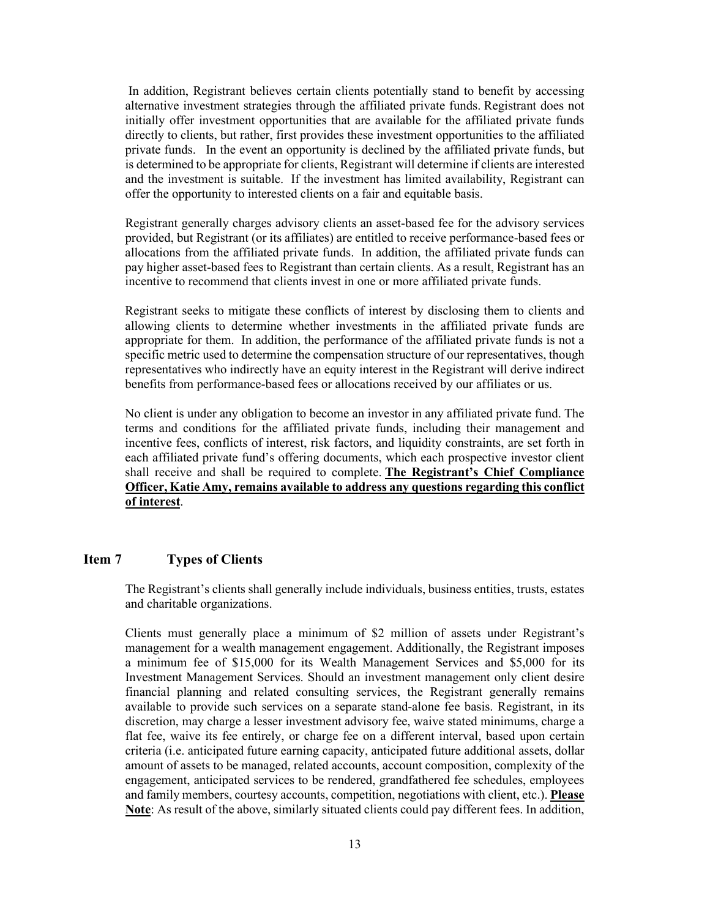In addition, Registrant believes certain clients potentially stand to benefit by accessing alternative investment strategies through the affiliated private funds. Registrant does not initially offer investment opportunities that are available for the affiliated private funds directly to clients, but rather, first provides these investment opportunities to the affiliated private funds. In the event an opportunity is declined by the affiliated private funds, but is determined to be appropriate for clients, Registrant will determine if clients are interested and the investment is suitable. If the investment has limited availability, Registrant can offer the opportunity to interested clients on a fair and equitable basis.

Registrant generally charges advisory clients an asset-based fee for the advisory services provided, but Registrant (or its affiliates) are entitled to receive performance-based fees or allocations from the affiliated private funds. In addition, the affiliated private funds can pay higher asset-based fees to Registrant than certain clients. As a result, Registrant has an incentive to recommend that clients invest in one or more affiliated private funds.

Registrant seeks to mitigate these conflicts of interest by disclosing them to clients and allowing clients to determine whether investments in the affiliated private funds are appropriate for them. In addition, the performance of the affiliated private funds is not a specific metric used to determine the compensation structure of our representatives, though representatives who indirectly have an equity interest in the Registrant will derive indirect benefits from performance-based fees or allocations received by our affiliates or us.

No client is under any obligation to become an investor in any affiliated private fund. The terms and conditions for the affiliated private funds, including their management and incentive fees, conflicts of interest, risk factors, and liquidity constraints, are set forth in each affiliated private fund's offering documents, which each prospective investor client shall receive and shall be required to complete. **The Registrant's Chief Compliance Officer, Katie Amy, remains available to address any questions regarding this conflict of interest**.

## Item 7 Types of Clients

The Registrant's clients shall generally include individuals, business entities, trusts, estates and charitable organizations.

Clients must generally place a minimum of \$2 million of assets under Registrant's management for a wealth management engagement. Additionally, the Registrant imposes a minimum fee of \$15,000 for its Wealth Management Services and \$5,000 for its Investment Management Services. Should an investment management only client desire financial planning and related consulting services, the Registrant generally remains available to provide such services on a separate stand-alone fee basis. Registrant, in its discretion, may charge a lesser investment advisory fee, waive stated minimums, charge a flat fee, waive its fee entirely, or charge fee on a different interval, based upon certain criteria (i.e. anticipated future earning capacity, anticipated future additional assets, dollar amount of assets to be managed, related accounts, account composition, complexity of the engagement, anticipated services to be rendered, grandfathered fee schedules, employees and family members, courtesy accounts, competition, negotiations with client, etc.). **Please Note**: As result of the above, similarly situated clients could pay different fees. In addition,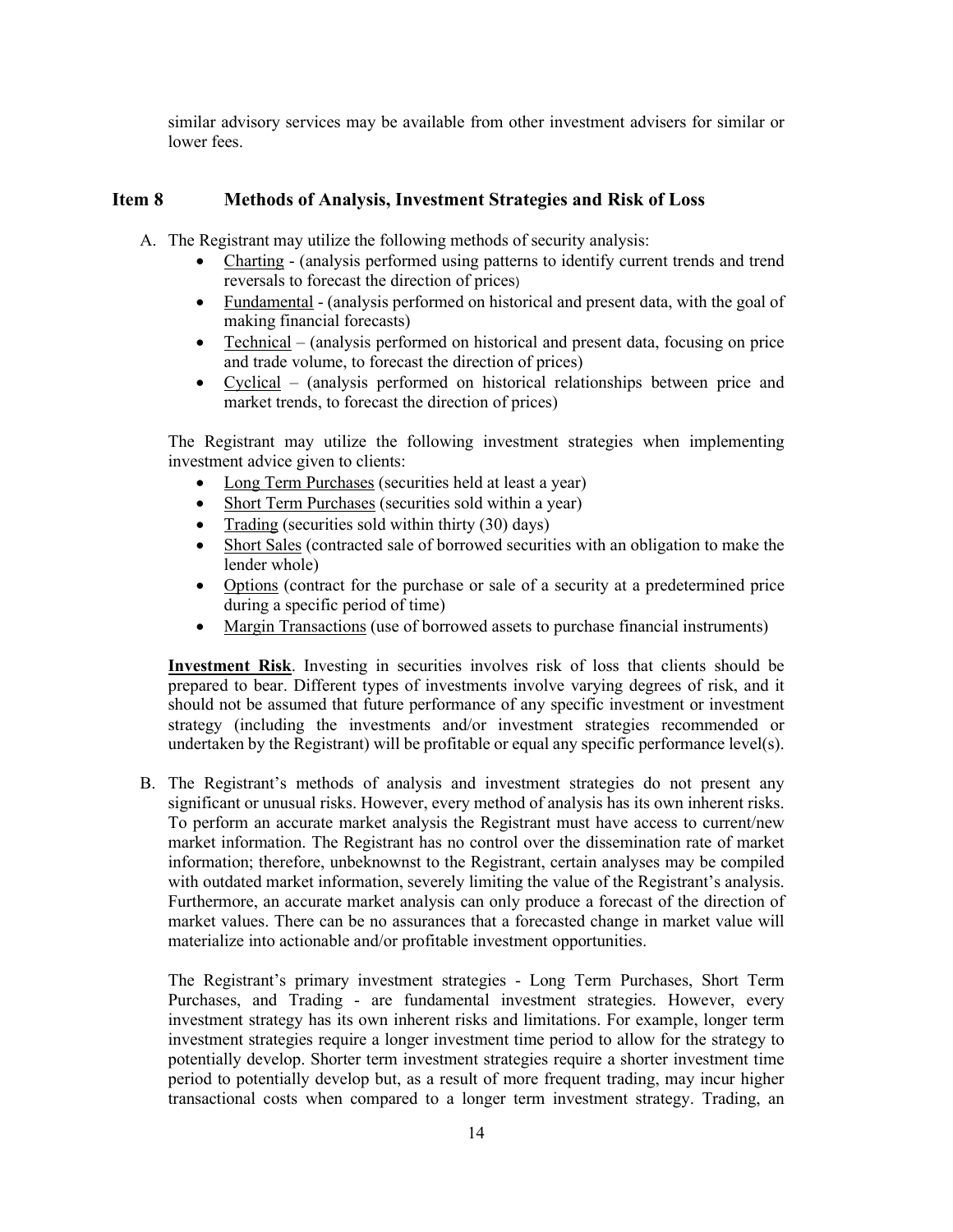similar advisory services may be available from other investment advisers for similar or lower fees.

## Item 8 Methods of Analysis, Investment Strategies and Risk of Loss

A. The Registrant may utilize the following methods of security analysis:

- Charting - (analysis performed using patterns to identify current trends and trend reversals to forecast the direction of prices)
- Fundamental - (analysis performed on historical and present data, with the goal of making financial forecasts)
- Technical – (analysis performed on historical and present data, focusing on price and trade volume, to forecast the direction of prices)
- Cyclical – (analysis performed on historical relationships between price and market trends, to forecast the direction of prices)

The Registrant may utilize the following investment strategies when implementing investment advice given to clients:

- Long Term Purchases (securities held at least a year)
- Short Term Purchases (securities sold within a year)
- Trading (securities sold within thirty (30) days)
- Short Sales (contracted sale of borrowed securities with an obligation to make the lender whole)
- Options (contract for the purchase or sale of a security at a predetermined price during a specific period of time)
- Margin Transactions (use of borrowed assets to purchase financial instruments)

**Investment Risk**. Investing in securities involves risk of loss that clients should be prepared to bear. Different types of investments involve varying degrees of risk, and it should not be assumed that future performance of any specific investment or investment strategy (including the investments and/or investment strategies recommended or undertaken by the Registrant) will be profitable or equal any specific performance level(s).

B. The Registrant's methods of analysis and investment strategies do not present any significant or unusual risks. However, every method of analysis has its own inherent risks. To perform an accurate market analysis the Registrant must have access to current/new market information. The Registrant has no control over the dissemination rate of market information; therefore, unbeknownst to the Registrant, certain analyses may be compiled with outdated market information, severely limiting the value of the Registrant's analysis. Furthermore, an accurate market analysis can only produce a forecast of the direction of market values. There can be no assurances that a forecasted change in market value will materialize into actionable and/or profitable investment opportunities.

The Registrant's primary investment strategies - Long Term Purchases, Short Term Purchases, and Trading - are fundamental investment strategies. However, every investment strategy has its own inherent risks and limitations. For example, longer term investment strategies require a longer investment time period to allow for the strategy to potentially develop. Shorter term investment strategies require a shorter investment time period to potentially develop but, as a result of more frequent trading, may incur higher transactional costs when compared to a longer term investment strategy. Trading, an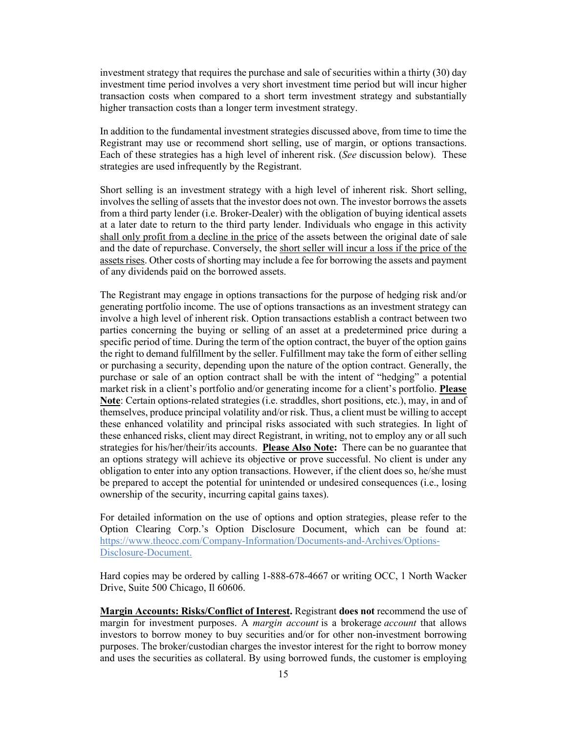investment strategy that requires the purchase and sale of securities within a thirty (30) day investment time period involves a very short investment time period but will incur higher transaction costs when compared to a short term investment strategy and substantially higher transaction costs than a longer term investment strategy.

In addition to the fundamental investment strategies discussed above, from time to time the Registrant may use or recommend short selling, use of margin, or options transactions. Each of these strategies has a high level of inherent risk. (*See* discussion below). These strategies are used infrequently by the Registrant.

Short selling is an investment strategy with a high level of inherent risk. Short selling, involves the selling of assets that the investor does not own. The investor borrows the assets from a third party lender (i.e. Broker-Dealer) with the obligation of buying identical assets at a later date to return to the third party lender. Individuals who engage in this activity shall only profit from a decline in the price of the assets between the original date of sale and the date of repurchase. Conversely, the short seller will incur a loss if the price of the assets rises. Other costs of shorting may include a fee for borrowing the assets and payment of any dividends paid on the borrowed assets.

The Registrant may engage in options transactions for the purpose of hedging risk and/or generating portfolio income. The use of options transactions as an investment strategy can involve a high level of inherent risk. Option transactions establish a contract between two parties concerning the buying or selling of an asset at a predetermined price during a specific period of time. During the term of the option contract, the buyer of the option gains the right to demand fulfillment by the seller. Fulfillment may take the form of either selling or purchasing a security, depending upon the nature of the option contract. Generally, the purchase or sale of an option contract shall be with the intent of "hedging" a potential market risk in a client's portfolio and/or generating income for a client's portfolio. **Please Note**: Certain options-related strategies (i.e. straddles, short positions, etc.), may, in and of themselves, produce principal volatility and/or risk. Thus, a client must be willing to accept these enhanced volatility and principal risks associated with such strategies. In light of these enhanced risks, client may direct Registrant, in writing, not to employ any or all such strategies for his/her/their/its accounts. **Please Also Note:** There can be no guarantee that an options strategy will achieve its objective or prove successful. No client is under any obligation to enter into any option transactions. However, if the client does so, he/she must be prepared to accept the potential for unintended or undesired consequences (i.e., losing ownership of the security, incurring capital gains taxes).

For detailed information on the use of options and option strategies, please refer to the Option Clearing Corp.'s Option Disclosure Document, which can be found at: https://www.theocc.com/Company-Information/Documents-and-Archives/Options-Disclosure-Document.

Hard copies may be ordered by calling 1-888-678-4667 or writing OCC, 1 North Wacker Drive, Suite 500 Chicago, Il 60606.

**Margin Accounts: Risks/Conflict of Interest.** Registrant **does not** recommend the use of margin for investment purposes. A *margin account* is a brokerage *account* that allows investors to borrow money to buy securities and/or for other non-investment borrowing purposes. The broker/custodian charges the investor interest for the right to borrow money and uses the securities as collateral. By using borrowed funds, the customer is employing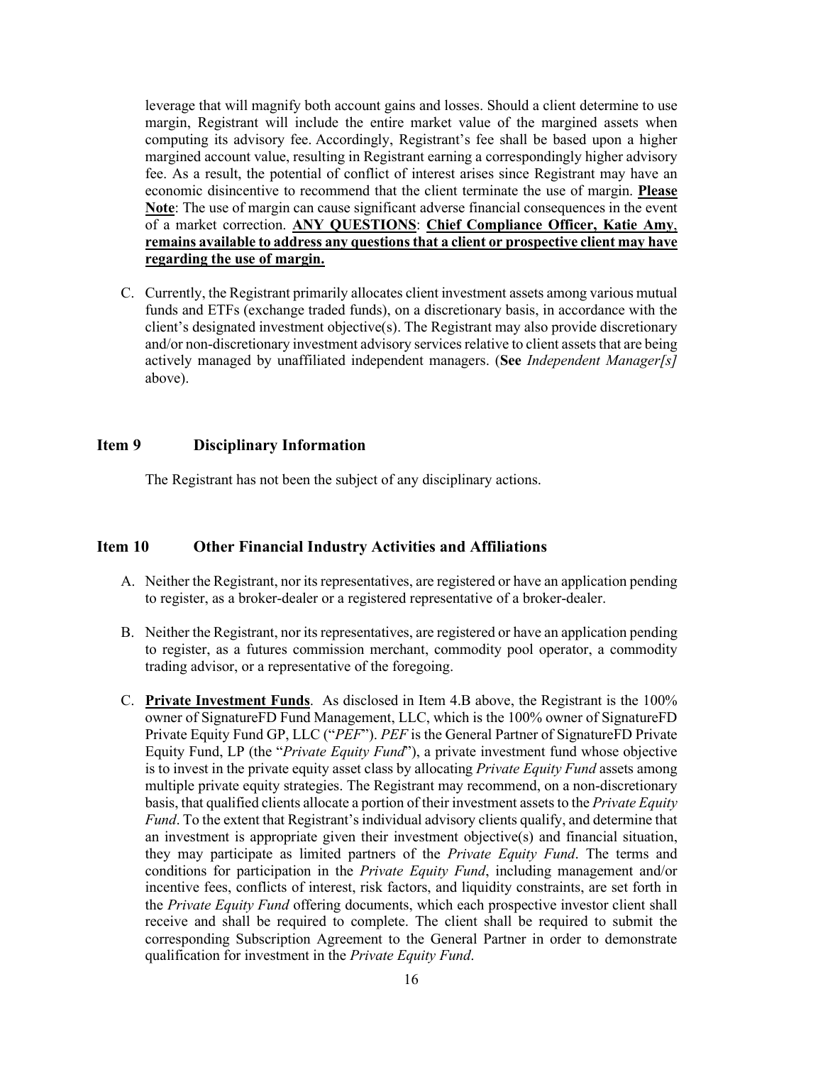leverage that will magnify both account gains and losses. Should a client determine to use margin, Registrant will include the entire market value of the margined assets when computing its advisory fee. Accordingly, Registrant's fee shall be based upon a higher margined account value, resulting in Registrant earning a correspondingly higher advisory fee. As a result, the potential of conflict of interest arises since Registrant may have an economic disincentive to recommend that the client terminate the use of margin. **Please Note**: The use of margin can cause significant adverse financial consequences in the event of a market correction. **ANY QUESTIONS**: **Chief Compliance Officer, Katie Amy, remains available to address any questions that a client or prospective client may have regarding the use of margin.**

C. Currently, the Registrant primarily allocates client investment assets among various mutual funds and ETFs (exchange traded funds), on a discretionary basis, in accordance with the client's designated investment objective(s). The Registrant may also provide discretionary and/or non-discretionary investment advisory services relative to client assets that are being actively managed by unaffiliated independent managers. (**See** *Independent Manager[s]* above).

## Item 9 Disciplinary Information

The Registrant has not been the subject of any disciplinary actions.

## Item 10 Other Financial Industry Activities and Affiliations

A. Neither the Registrant, nor its representatives, are registered or have an application pending to register, as a broker-dealer or a registered representative of a broker-dealer.

B. Neither the Registrant, nor its representatives, are registered or have an application pending to register, as a futures commission merchant, commodity pool operator, a commodity trading advisor, or a representative of the foregoing.

C. **Private Investment Funds**. As disclosed in Item 4.B above, the Registrant is the 100% owner of SignatureFD Fund Management, LLC, which is the 100% owner of SignatureFD Private Equity Fund GP, LLC ("*PEF*"). *PEF* is the General Partner of SignatureFD Private Equity Fund, LP (the "*Private Equity Fund*"), a private investment fund whose objective is to invest in the private equity asset class by allocating *Private Equity Fund* assets among multiple private equity strategies. The Registrant may recommend, on a non-discretionary basis, that qualified clients allocate a portion of their investment assets to the *Private Equity Fund*. To the extent that Registrant's individual advisory clients qualify, and determine that an investment is appropriate given their investment objective(s) and financial situation, they may participate as limited partners of the *Private Equity Fund*. The terms and conditions for participation in the *Private Equity Fund*, including management and/or incentive fees, conflicts of interest, risk factors, and liquidity constraints, are set forth in the *Private Equity Fund* offering documents, which each prospective investor client shall receive and shall be required to complete. The client shall be required to submit the corresponding Subscription Agreement to the General Partner in order to demonstrate qualification for investment in the *Private Equity Fund*.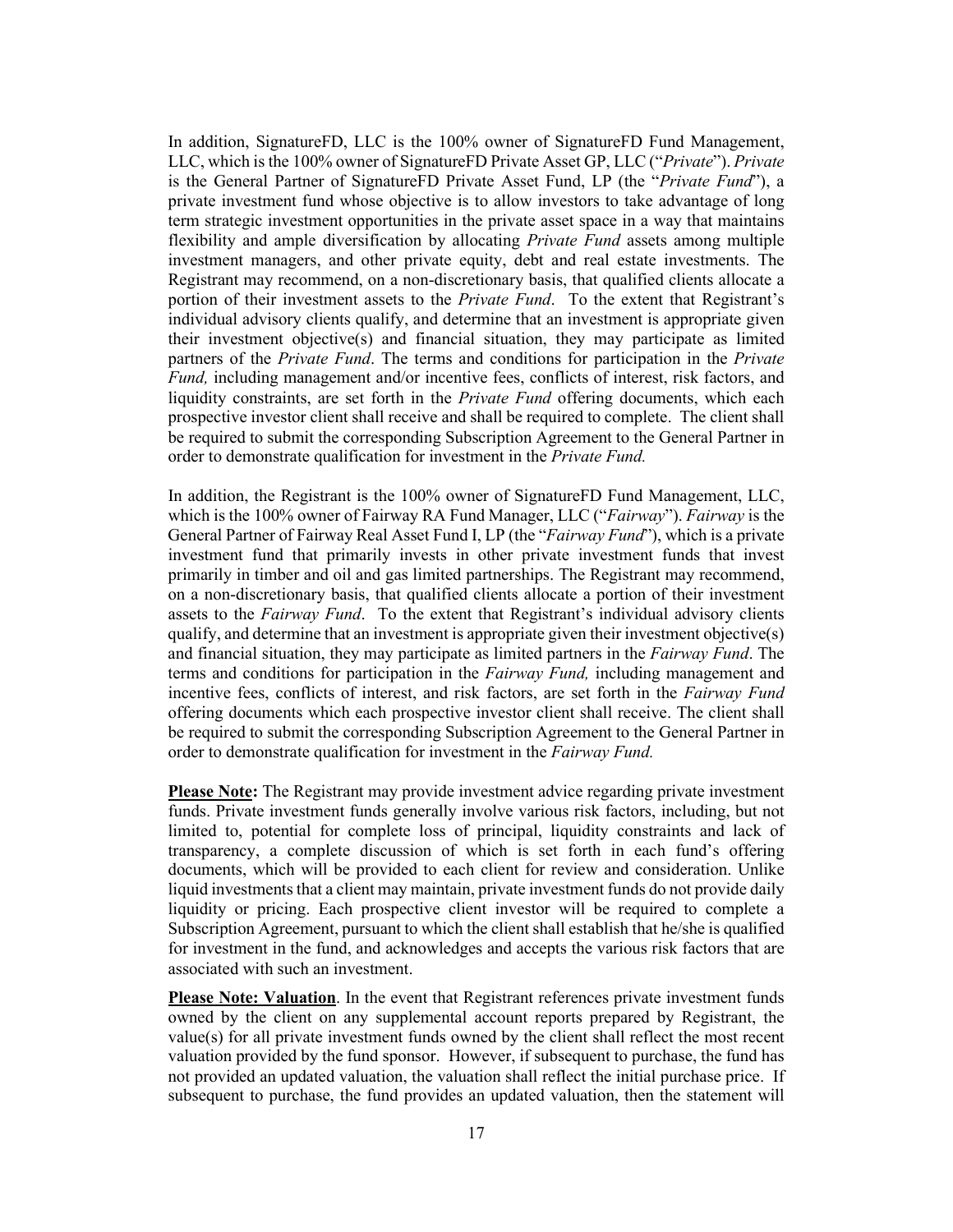In addition, SignatureFD, LLC is the 100% owner of SignatureFD Fund Management, LLC, which is the 100% owner of SignatureFD Private Asset GP, LLC ("*Private*"). *Private* is the General Partner of SignatureFD Private Asset Fund, LP (the "*Private Fund*"), a private investment fund whose objective is to allow investors to take advantage of long term strategic investment opportunities in the private asset space in a way that maintains flexibility and ample diversification by allocating *Private Fund* assets among multiple investment managers, and other private equity, debt and real estate investments. The Registrant may recommend, on a non-discretionary basis, that qualified clients allocate a portion of their investment assets to the *Private Fund*. To the extent that Registrant's individual advisory clients qualify, and determine that an investment is appropriate given their investment objective(s) and financial situation, they may participate as limited partners of the *Private Fund*. The terms and conditions for participation in the *Private Fund,* including management and/or incentive fees, conflicts of interest, risk factors, and liquidity constraints, are set forth in the *Private Fund* offering documents, which each prospective investor client shall receive and shall be required to complete. The client shall be required to submit the corresponding Subscription Agreement to the General Partner in order to demonstrate qualification for investment in the *Private Fund.*

In addition, the Registrant is the 100% owner of SignatureFD Fund Management, LLC, which is the 100% owner of Fairway RA Fund Manager, LLC ("*Fairway*"). *Fairway* is the General Partner of Fairway Real Asset Fund I, LP (the "*Fairway Fund*"), which is a private investment fund that primarily invests in other private investment funds that invest primarily in timber and oil and gas limited partnerships. The Registrant may recommend, on a non-discretionary basis, that qualified clients allocate a portion of their investment assets to the *Fairway Fund*. To the extent that Registrant's individual advisory clients qualify, and determine that an investment is appropriate given their investment objective(s) and financial situation, they may participate as limited partners in the *Fairway Fund*. The terms and conditions for participation in the *Fairway Fund,* including management and incentive fees, conflicts of interest, and risk factors, are set forth in the *Fairway Fund* offering documents which each prospective investor client shall receive. The client shall be required to submit the corresponding Subscription Agreement to the General Partner in order to demonstrate qualification for investment in the *Fairway Fund.*

**Please Note:** The Registrant may provide investment advice regarding private investment funds. Private investment funds generally involve various risk factors, including, but not limited to, potential for complete loss of principal, liquidity constraints and lack of transparency, a complete discussion of which is set forth in each fund's offering documents, which will be provided to each client for review and consideration. Unlike liquid investments that a client may maintain, private investment funds do not provide daily liquidity or pricing. Each prospective client investor will be required to complete a Subscription Agreement, pursuant to which the client shall establish that he/she is qualified for investment in the fund, and acknowledges and accepts the various risk factors that are associated with such an investment.

**Please Note: Valuation**. In the event that Registrant references private investment funds owned by the client on any supplemental account reports prepared by Registrant, the value(s) for all private investment funds owned by the client shall reflect the most recent valuation provided by the fund sponsor. However, if subsequent to purchase, the fund has not provided an updated valuation, the valuation shall reflect the initial purchase price. If subsequent to purchase, the fund provides an updated valuation, then the statement will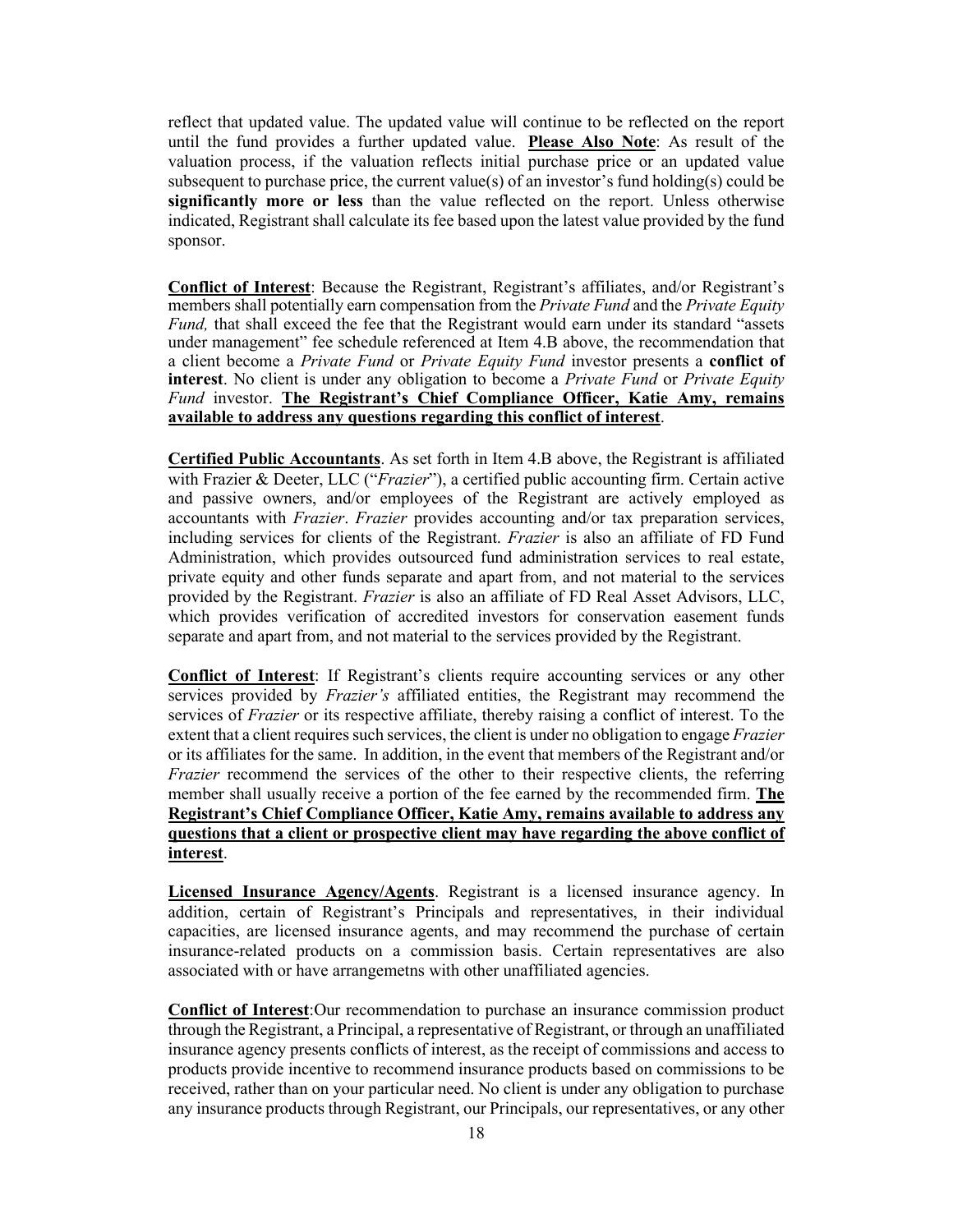reflect that updated value. The updated value will continue to be reflected on the report until the fund provides a further updated value. **Please Also Note**: As result of the valuation process, if the valuation reflects initial purchase price or an updated value subsequent to purchase price, the current value(s) of an investor's fund holding(s) could be **significantly more or less** than the value reflected on the report. Unless otherwise indicated, Registrant shall calculate its fee based upon the latest value provided by the fund sponsor.

**Conflict of Interest**: Because the Registrant, Registrant's affiliates, and/or Registrant's members shall potentially earn compensation from the *Private Fund* and the *Private Equity Fund,* that shall exceed the fee that the Registrant would earn under its standard "assets under management" fee schedule referenced at Item 4.B above, the recommendation that a client become a *Private Fund* or *Private Equity Fund* investor presents a **conflict of interest**. No client is under any obligation to become a *Private Fund* or *Private Equity Fund* investor. **The Registrant's Chief Compliance Officer, Katie Amy, remains available to address any questions regarding this conflict of interest**.

**Certified Public Accountants**. As set forth in Item 4.B above, the Registrant is affiliated with Frazier & Deeter, LLC ("*Frazier*"), a certified public accounting firm. Certain active and passive owners, and/or employees of the Registrant are actively employed as accountants with *Frazier*. *Frazier* provides accounting and/or tax preparation services, including services for clients of the Registrant. *Frazier* is also an affiliate of FD Fund Administration, which provides outsourced fund administration services to real estate, private equity and other funds separate and apart from, and not material to the services provided by the Registrant. *Frazier* is also an affiliate of FD Real Asset Advisors, LLC, which provides verification of accredited investors for conservation easement funds separate and apart from, and not material to the services provided by the Registrant.

**Conflict of Interest**: If Registrant's clients require accounting services or any other services provided by *Frazier's* affiliated entities, the Registrant may recommend the services of *Frazier* or its respective affiliate, thereby raising a conflict of interest. To the extent that a client requires such services, the client is under no obligation to engage *Frazier* or its affiliates for the same. In addition, in the event that members of the Registrant and/or *Frazier* recommend the services of the other to their respective clients, the referring member shall usually receive a portion of the fee earned by the recommended firm. **The Registrant's Chief Compliance Officer, Katie Amy, remains available to address any questions that a client or prospective client may have regarding the above conflict of interest**.

**Licensed Insurance Agency/Agents**. Registrant is a licensed insurance agency. In addition, certain of Registrant's Principals and representatives, in their individual capacities, are licensed insurance agents, and may recommend the purchase of certain insurance-related products on a commission basis. Certain representatives are also associated with or have arrangemetns with other unaffiliated agencies.

**Conflict of Interest**:Our recommendation to purchase an insurance commission product through the Registrant, a Principal, a representative of Registrant, or through an unaffiliated insurance agency presents conflicts of interest, as the receipt of commissions and access to products provide incentive to recommend insurance products based on commissions to be received, rather than on your particular need. No client is under any obligation to purchase any insurance products through Registrant, our Principals, our representatives, or any other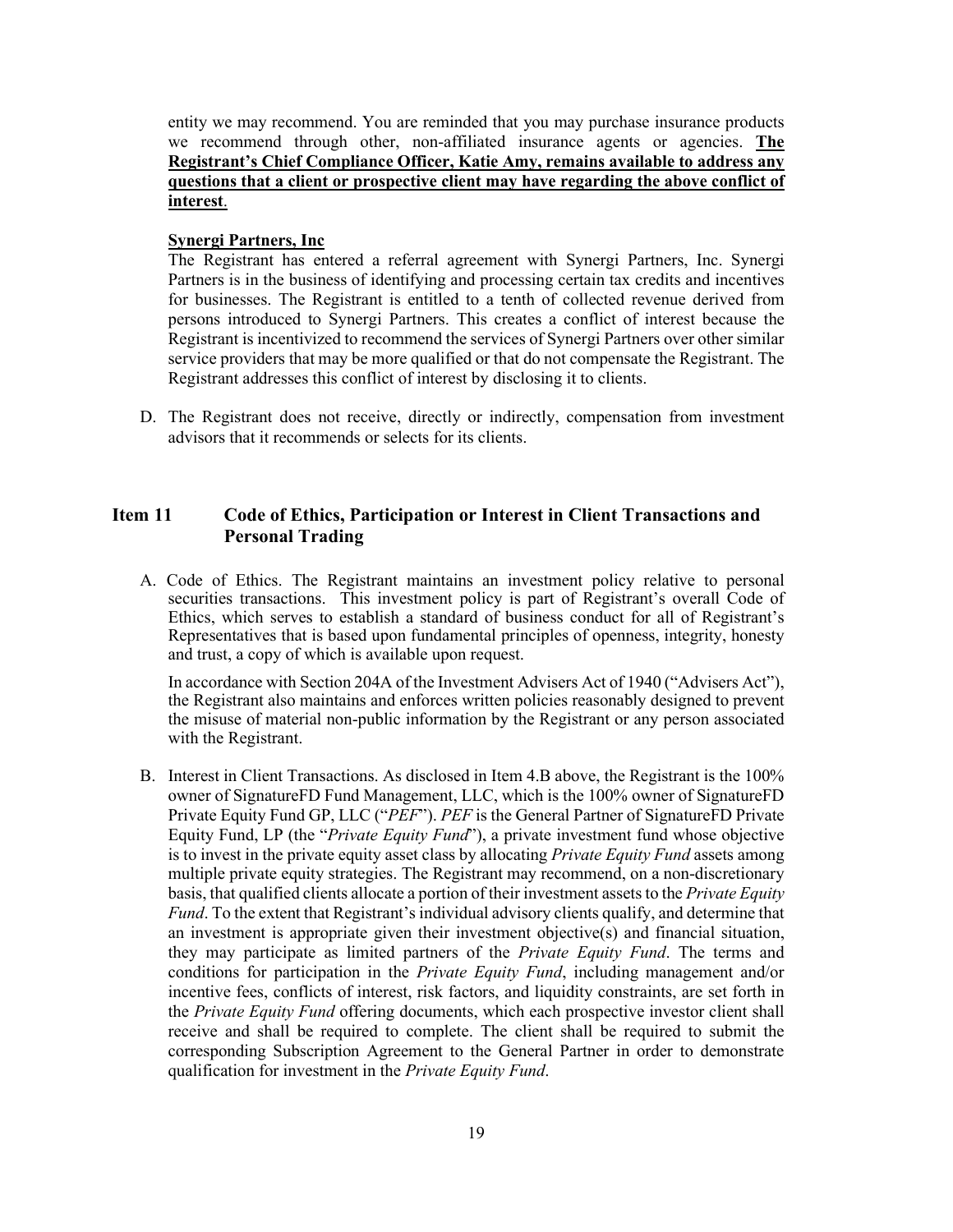entity we may recommend. You are reminded that you may purchase insurance products we recommend through other, non-affiliated insurance agents or agencies. **The Registrant's Chief Compliance Officer, Katie Amy, remains available to address any questions that a client or prospective client may have regarding the above conflict of interest**.

**Synergi Partners, Inc**

The Registrant has entered a referral agreement with Synergi Partners, Inc. Synergi Partners is in the business of identifying and processing certain tax credits and incentives for businesses. The Registrant is entitled to a tenth of collected revenue derived from persons introduced to Synergi Partners. This creates a conflict of interest because the Registrant is incentivized to recommend the services of Synergi Partners over other similar service providers that may be more qualified or that do not compensate the Registrant. The Registrant addresses this conflict of interest by disclosing it to clients.

D. The Registrant does not receive, directly or indirectly, compensation from investment advisors that it recommends or selects for its clients.

## Item 11 Code of Ethics, Participation or Interest in Client Transactions and Personal Trading

A. Code of Ethics. The Registrant maintains an investment policy relative to personal securities transactions. This investment policy is part of Registrant's overall Code of Ethics, which serves to establish a standard of business conduct for all of Registrant's Representatives that is based upon fundamental principles of openness, integrity, honesty and trust, a copy of which is available upon request.

In accordance with Section 204A of the Investment Advisers Act of 1940 ("Advisers Act"), the Registrant also maintains and enforces written policies reasonably designed to prevent the misuse of material non-public information by the Registrant or any person associated with the Registrant.

B. Interest in Client Transactions. As disclosed in Item 4.B above, the Registrant is the 100% owner of SignatureFD Fund Management, LLC, which is the 100% owner of SignatureFD Private Equity Fund GP, LLC ("*PEF*"). *PEF* is the General Partner of SignatureFD Private Equity Fund, LP (the "*Private Equity Fund*"), a private investment fund whose objective is to invest in the private equity asset class by allocating *Private Equity Fund* assets among multiple private equity strategies. The Registrant may recommend, on a non-discretionary basis, that qualified clients allocate a portion of their investment assets to the *Private Equity Fund*. To the extent that Registrant's individual advisory clients qualify, and determine that an investment is appropriate given their investment objective(s) and financial situation, they may participate as limited partners of the *Private Equity Fund*. The terms and conditions for participation in the *Private Equity Fund*, including management and/or incentive fees, conflicts of interest, risk factors, and liquidity constraints, are set forth in the *Private Equity Fund* offering documents, which each prospective investor client shall receive and shall be required to complete. The client shall be required to submit the corresponding Subscription Agreement to the General Partner in order to demonstrate qualification for investment in the *Private Equity Fund*.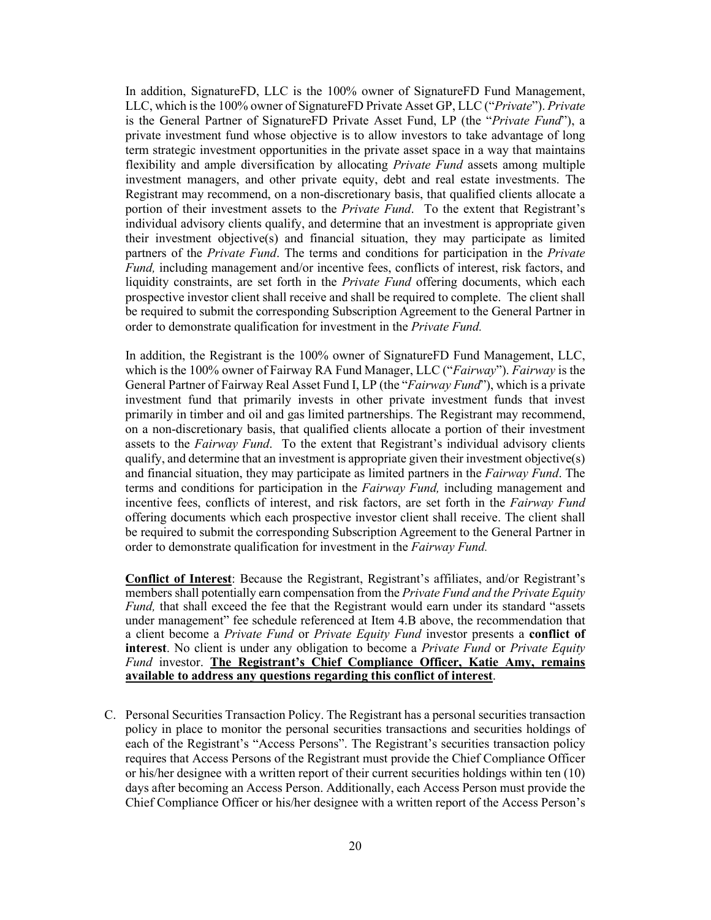In addition, SignatureFD, LLC is the 100% owner of SignatureFD Fund Management, LLC, which is the 100% owner of SignatureFD Private Asset GP, LLC ("*Private*"). *Private* is the General Partner of SignatureFD Private Asset Fund, LP (the "*Private Fund*"), a private investment fund whose objective is to allow investors to take advantage of long term strategic investment opportunities in the private asset space in a way that maintains flexibility and ample diversification by allocating *Private Fund* assets among multiple investment managers, and other private equity, debt and real estate investments. The Registrant may recommend, on a non-discretionary basis, that qualified clients allocate a portion of their investment assets to the *Private Fund*. To the extent that Registrant's individual advisory clients qualify, and determine that an investment is appropriate given their investment objective(s) and financial situation, they may participate as limited partners of the *Private Fund*. The terms and conditions for participation in the *Private Fund,* including management and/or incentive fees, conflicts of interest, risk factors, and liquidity constraints, are set forth in the *Private Fund* offering documents, which each prospective investor client shall receive and shall be required to complete. The client shall be required to submit the corresponding Subscription Agreement to the General Partner in order to demonstrate qualification for investment in the *Private Fund.*

In addition, the Registrant is the 100% owner of SignatureFD Fund Management, LLC, which is the 100% owner of Fairway RA Fund Manager, LLC ("*Fairway*"). *Fairway* is the General Partner of Fairway Real Asset Fund I, LP (the "*Fairway Fund*"), which is a private investment fund that primarily invests in other private investment funds that invest primarily in timber and oil and gas limited partnerships. The Registrant may recommend, on a non-discretionary basis, that qualified clients allocate a portion of their investment assets to the *Fairway Fund*. To the extent that Registrant's individual advisory clients qualify, and determine that an investment is appropriate given their investment objective(s) and financial situation, they may participate as limited partners in the *Fairway Fund*. The terms and conditions for participation in the *Fairway Fund,* including management and incentive fees, conflicts of interest, and risk factors, are set forth in the *Fairway Fund* offering documents which each prospective investor client shall receive. The client shall be required to submit the corresponding Subscription Agreement to the General Partner in order to demonstrate qualification for investment in the *Fairway Fund.*

**Conflict of Interest**: Because the Registrant, Registrant's affiliates, and/or Registrant's members shall potentially earn compensation from the *Private Fund and the Private Equity Fund,* that shall exceed the fee that the Registrant would earn under its standard "assets under management" fee schedule referenced at Item 4.B above, the recommendation that a client become a *Private Fund* or *Private Equity Fund* investor presents a **conflict of interest**. No client is under any obligation to become a *Private Fund* or *Private Equity Fund* investor. **The Registrant's Chief Compliance Officer, Katie Amy, remains available to address any questions regarding this conflict of interest**.

C. Personal Securities Transaction Policy. The Registrant has a personal securities transaction policy in place to monitor the personal securities transactions and securities holdings of each of the Registrant's "Access Persons". The Registrant's securities transaction policy requires that Access Persons of the Registrant must provide the Chief Compliance Officer or his/her designee with a written report of their current securities holdings within ten (10) days after becoming an Access Person. Additionally, each Access Person must provide the Chief Compliance Officer or his/her designee with a written report of the Access Person's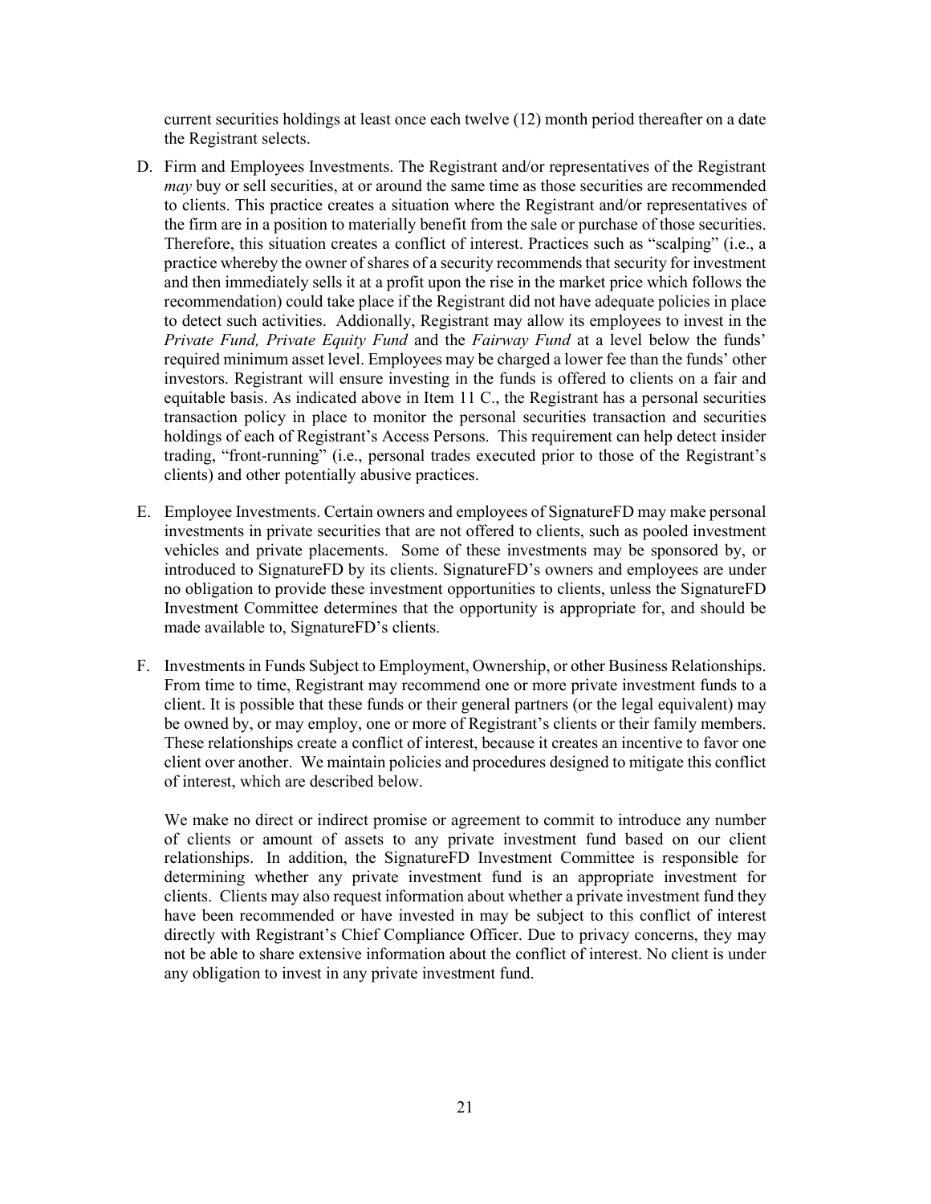current securities holdings at least once each twelve (12) month period thereafter on a date the Registrant selects.

D. Firm and Employees Investments. The Registrant and/or representatives of the Registrant *may* buy or sell securities, at or around the same time as those securities are recommended to clients. This practice creates a situation where the Registrant and/or representatives of the firm are in a position to materially benefit from the sale or purchase of those securities. Therefore, this situation creates a conflict of interest. Practices such as "scalping" (i.e., a practice whereby the owner of shares of a security recommends that security for investment and then immediately sells it at a profit upon the rise in the market price which follows the recommendation) could take place if the Registrant did not have adequate policies in place to detect such activities. Addionally, Registrant may allow its employees to invest in the *Private Fund, Private Equity Fund* and the *Fairway Fund* at a level below the funds' required minimum asset level. Employees may be charged a lower fee than the funds' other investors. Registrant will ensure investing in the funds is offered to clients on a fair and equitable basis. As indicated above in Item 11 C., the Registrant has a personal securities transaction policy in place to monitor the personal securities transaction and securities holdings of each of Registrant's Access Persons. This requirement can help detect insider trading, "front-running" (i.e., personal trades executed prior to those of the Registrant's clients) and other potentially abusive practices.

E. Employee Investments. Certain owners and employees of SignatureFD may make personal investments in private securities that are not offered to clients, such as pooled investment vehicles and private placements. Some of these investments may be sponsored by, or introduced to SignatureFD by its clients. SignatureFD's owners and employees are under no obligation to provide these investment opportunities to clients, unless the SignatureFD Investment Committee determines that the opportunity is appropriate for, and should be made available to, SignatureFD's clients.

F. Investments in Funds Subject to Employment, Ownership, or other Business Relationships. From time to time, Registrant may recommend one or more private investment funds to a client. It is possible that these funds or their general partners (or the legal equivalent) may be owned by, or may employ, one or more of Registrant's clients or their family members. These relationships create a conflict of interest, because it creates an incentive to favor one client over another. We maintain policies and procedures designed to mitigate this conflict of interest, which are described below.

   We make no direct or indirect promise or agreement to commit to introduce any number of clients or amount of assets to any private investment fund based on our client relationships. In addition, the SignatureFD Investment Committee is responsible for determining whether any private investment fund is an appropriate investment for clients. Clients may also request information about whether a private investment fund they have been recommended or have invested in may be subject to this conflict of interest directly with Registrant's Chief Compliance Officer. Due to privacy concerns, they may not be able to share extensive information about the conflict of interest. No client is under any obligation to invest in any private investment fund.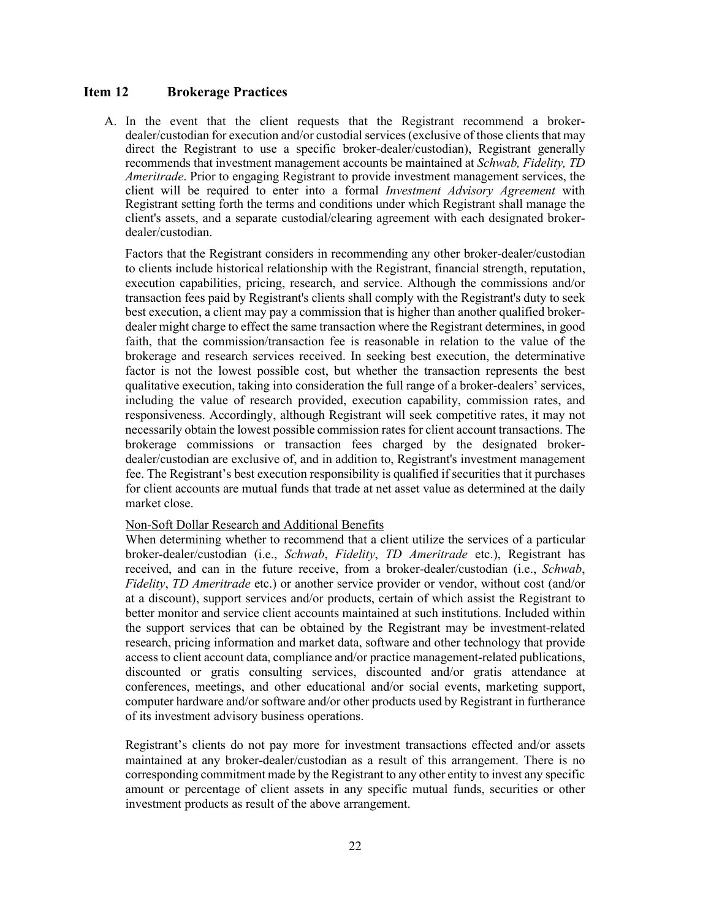## Item 12 Brokerage Practices

A. In the event that the client requests that the Registrant recommend a broker-dealer/custodian for execution and/or custodial services (exclusive of those clients that may direct the Registrant to use a specific broker-dealer/custodian), Registrant generally recommends that investment management accounts be maintained at *Schwab, Fidelity, TD Ameritrade*. Prior to engaging Registrant to provide investment management services, the client will be required to enter into a formal *Investment Advisory Agreement* with Registrant setting forth the terms and conditions under which Registrant shall manage the client's assets, and a separate custodial/clearing agreement with each designated broker-dealer/custodian.

Factors that the Registrant considers in recommending any other broker-dealer/custodian to clients include historical relationship with the Registrant, financial strength, reputation, execution capabilities, pricing, research, and service. Although the commissions and/or transaction fees paid by Registrant's clients shall comply with the Registrant's duty to seek best execution, a client may pay a commission that is higher than another qualified broker-dealer might charge to effect the same transaction where the Registrant determines, in good faith, that the commission/transaction fee is reasonable in relation to the value of the brokerage and research services received. In seeking best execution, the determinative factor is not the lowest possible cost, but whether the transaction represents the best qualitative execution, taking into consideration the full range of a broker-dealers' services, including the value of research provided, execution capability, commission rates, and responsiveness. Accordingly, although Registrant will seek competitive rates, it may not necessarily obtain the lowest possible commission rates for client account transactions. The brokerage commissions or transaction fees charged by the designated broker-dealer/custodian are exclusive of, and in addition to, Registrant's investment management fee. The Registrant's best execution responsibility is qualified if securities that it purchases for client accounts are mutual funds that trade at net asset value as determined at the daily market close.

Non-Soft Dollar Research and Additional Benefits

When determining whether to recommend that a client utilize the services of a particular broker-dealer/custodian (i.e., *Schwab*, *Fidelity*, *TD Ameritrade* etc.), Registrant has received, and can in the future receive, from a broker-dealer/custodian (i.e., *Schwab*, *Fidelity*, *TD Ameritrade* etc.) or another service provider or vendor, without cost (and/or at a discount), support services and/or products, certain of which assist the Registrant to better monitor and service client accounts maintained at such institutions. Included within the support services that can be obtained by the Registrant may be investment-related research, pricing information and market data, software and other technology that provide access to client account data, compliance and/or practice management-related publications, discounted or gratis consulting services, discounted and/or gratis attendance at conferences, meetings, and other educational and/or social events, marketing support, computer hardware and/or software and/or other products used by Registrant in furtherance of its investment advisory business operations.

Registrant's clients do not pay more for investment transactions effected and/or assets maintained at any broker-dealer/custodian as a result of this arrangement. There is no corresponding commitment made by the Registrant to any other entity to invest any specific amount or percentage of client assets in any specific mutual funds, securities or other investment products as result of the above arrangement.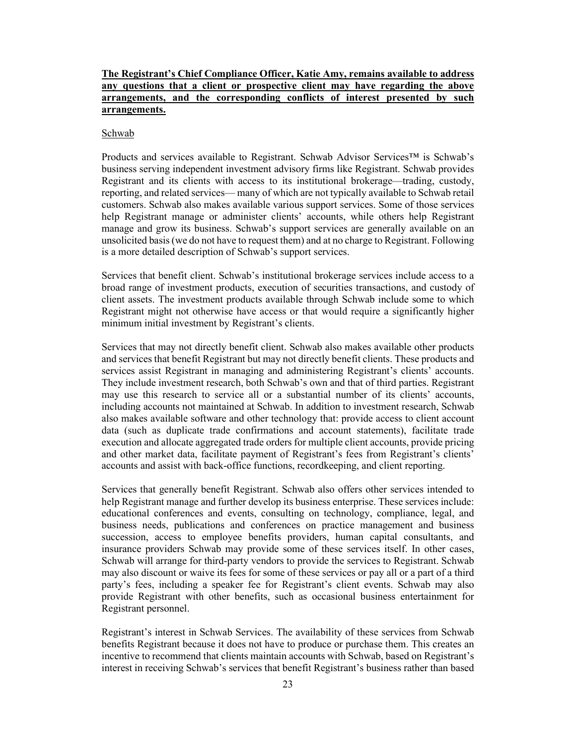**<u>The Registrant's Chief Compliance Officer, Katie Amy, remains available to address any questions that a client or prospective client may have regarding the above arrangements, and the corresponding conflicts of interest presented by such arrangements.</u>**

<u>Schwab</u>

Products and services available to Registrant. Schwab Advisor Services™ is Schwab's business serving independent investment advisory firms like Registrant. Schwab provides Registrant and its clients with access to its institutional brokerage—trading, custody, reporting, and related services— many of which are not typically available to Schwab retail customers. Schwab also makes available various support services. Some of those services help Registrant manage or administer clients' accounts, while others help Registrant manage and grow its business. Schwab's support services are generally available on an unsolicited basis (we do not have to request them) and at no charge to Registrant. Following is a more detailed description of Schwab's support services.

Services that benefit client. Schwab's institutional brokerage services include access to a broad range of investment products, execution of securities transactions, and custody of client assets. The investment products available through Schwab include some to which Registrant might not otherwise have access or that would require a significantly higher minimum initial investment by Registrant's clients.

Services that may not directly benefit client. Schwab also makes available other products and services that benefit Registrant but may not directly benefit clients. These products and services assist Registrant in managing and administering Registrant's clients' accounts. They include investment research, both Schwab's own and that of third parties. Registrant may use this research to service all or a substantial number of its clients' accounts, including accounts not maintained at Schwab. In addition to investment research, Schwab also makes available software and other technology that: provide access to client account data (such as duplicate trade confirmations and account statements), facilitate trade execution and allocate aggregated trade orders for multiple client accounts, provide pricing and other market data, facilitate payment of Registrant's fees from Registrant's clients' accounts and assist with back-office functions, recordkeeping, and client reporting.

Services that generally benefit Registrant. Schwab also offers other services intended to help Registrant manage and further develop its business enterprise. These services include: educational conferences and events, consulting on technology, compliance, legal, and business needs, publications and conferences on practice management and business succession, access to employee benefits providers, human capital consultants, and insurance providers Schwab may provide some of these services itself. In other cases, Schwab will arrange for third-party vendors to provide the services to Registrant. Schwab may also discount or waive its fees for some of these services or pay all or a part of a third party's fees, including a speaker fee for Registrant's client events. Schwab may also provide Registrant with other benefits, such as occasional business entertainment for Registrant personnel.

Registrant's interest in Schwab Services. The availability of these services from Schwab benefits Registrant because it does not have to produce or purchase them. This creates an incentive to recommend that clients maintain accounts with Schwab, based on Registrant's interest in receiving Schwab's services that benefit Registrant's business rather than based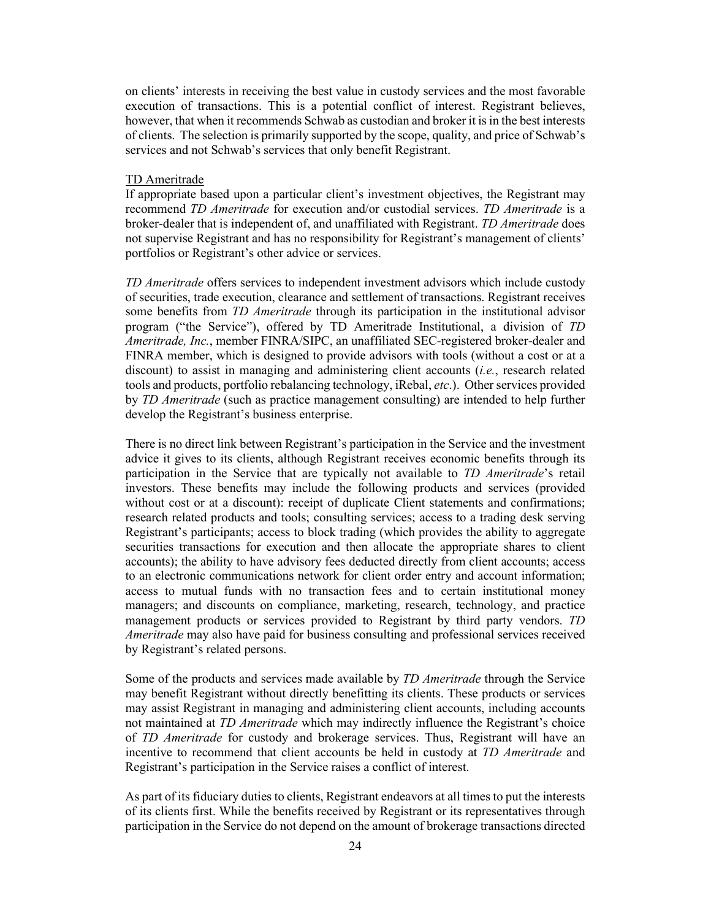on clients' interests in receiving the best value in custody services and the most favorable execution of transactions. This is a potential conflict of interest. Registrant believes, however, that when it recommends Schwab as custodian and broker it is in the best interests of clients. The selection is primarily supported by the scope, quality, and price of Schwab's services and not Schwab's services that only benefit Registrant.

TD Ameritrade

If appropriate based upon a particular client's investment objectives, the Registrant may recommend *TD Ameritrade* for execution and/or custodial services. *TD Ameritrade* is a broker-dealer that is independent of, and unaffiliated with Registrant. *TD Ameritrade* does not supervise Registrant and has no responsibility for Registrant's management of clients' portfolios or Registrant's other advice or services.

*TD Ameritrade* offers services to independent investment advisors which include custody of securities, trade execution, clearance and settlement of transactions. Registrant receives some benefits from *TD Ameritrade* through its participation in the institutional advisor program ("the Service"), offered by TD Ameritrade Institutional, a division of *TD Ameritrade, Inc.*, member FINRA/SIPC, an unaffiliated SEC-registered broker-dealer and FINRA member, which is designed to provide advisors with tools (without a cost or at a discount) to assist in managing and administering client accounts (*i.e.*, research related tools and products, portfolio rebalancing technology, iRebal, *etc*.). Other services provided by *TD Ameritrade* (such as practice management consulting) are intended to help further develop the Registrant's business enterprise.

There is no direct link between Registrant's participation in the Service and the investment advice it gives to its clients, although Registrant receives economic benefits through its participation in the Service that are typically not available to *TD Ameritrade*'s retail investors. These benefits may include the following products and services (provided without cost or at a discount): receipt of duplicate Client statements and confirmations; research related products and tools; consulting services; access to a trading desk serving Registrant's participants; access to block trading (which provides the ability to aggregate securities transactions for execution and then allocate the appropriate shares to client accounts); the ability to have advisory fees deducted directly from client accounts; access to an electronic communications network for client order entry and account information; access to mutual funds with no transaction fees and to certain institutional money managers; and discounts on compliance, marketing, research, technology, and practice management products or services provided to Registrant by third party vendors. *TD Ameritrade* may also have paid for business consulting and professional services received by Registrant's related persons.

Some of the products and services made available by *TD Ameritrade* through the Service may benefit Registrant without directly benefitting its clients. These products or services may assist Registrant in managing and administering client accounts, including accounts not maintained at *TD Ameritrade* which may indirectly influence the Registrant's choice of *TD Ameritrade* for custody and brokerage services. Thus, Registrant will have an incentive to recommend that client accounts be held in custody at *TD Ameritrade* and Registrant's participation in the Service raises a conflict of interest.

As part of its fiduciary duties to clients, Registrant endeavors at all times to put the interests of its clients first. While the benefits received by Registrant or its representatives through participation in the Service do not depend on the amount of brokerage transactions directed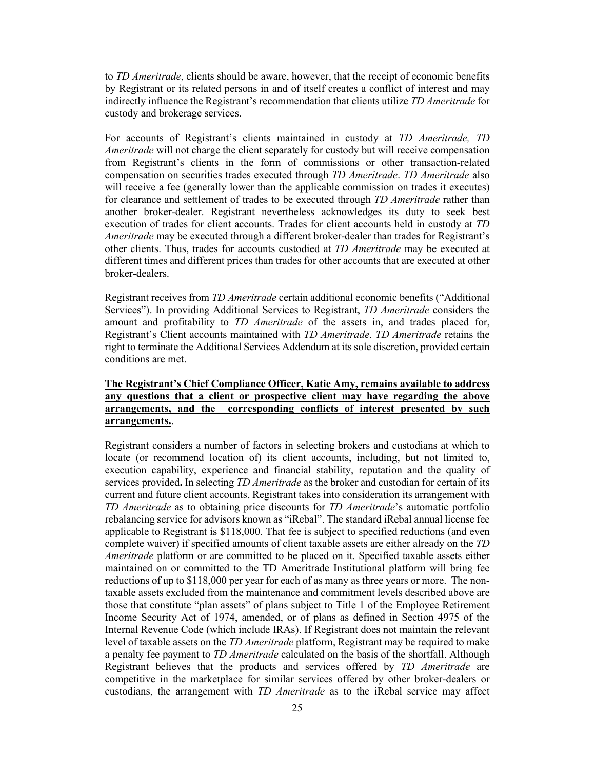to *TD Ameritrade*, clients should be aware, however, that the receipt of economic benefits by Registrant or its related persons in and of itself creates a conflict of interest and may indirectly influence the Registrant's recommendation that clients utilize *TD Ameritrade* for custody and brokerage services.

For accounts of Registrant's clients maintained in custody at *TD Ameritrade, TD Ameritrade* will not charge the client separately for custody but will receive compensation from Registrant's clients in the form of commissions or other transaction-related compensation on securities trades executed through *TD Ameritrade*. *TD Ameritrade* also will receive a fee (generally lower than the applicable commission on trades it executes) for clearance and settlement of trades to be executed through *TD Ameritrade* rather than another broker-dealer. Registrant nevertheless acknowledges its duty to seek best execution of trades for client accounts. Trades for client accounts held in custody at *TD Ameritrade* may be executed through a different broker-dealer than trades for Registrant's other clients. Thus, trades for accounts custodied at *TD Ameritrade* may be executed at different times and different prices than trades for other accounts that are executed at other broker-dealers.

Registrant receives from *TD Ameritrade* certain additional economic benefits ("Additional Services"). In providing Additional Services to Registrant, *TD Ameritrade* considers the amount and profitability to *TD Ameritrade* of the assets in, and trades placed for, Registrant's Client accounts maintained with *TD Ameritrade*. *TD Ameritrade* retains the right to terminate the Additional Services Addendum at its sole discretion, provided certain conditions are met.

**The Registrant's Chief Compliance Officer, Katie Amy, remains available to address any questions that a client or prospective client may have regarding the above arrangements, and the corresponding conflicts of interest presented by such arrangements.**.

Registrant considers a number of factors in selecting brokers and custodians at which to locate (or recommend location of) its client accounts, including, but not limited to, execution capability, experience and financial stability, reputation and the quality of services provided**.** In selecting *TD Ameritrade* as the broker and custodian for certain of its current and future client accounts, Registrant takes into consideration its arrangement with *TD Ameritrade* as to obtaining price discounts for *TD Ameritrade*'s automatic portfolio rebalancing service for advisors known as "iRebal". The standard iRebal annual license fee applicable to Registrant is $118,000. That fee is subject to specified reductions (and even complete waiver) if specified amounts of client taxable assets are either already on the *TD Ameritrade* platform or are committed to be placed on it. Specified taxable assets either maintained on or committed to the TD Ameritrade Institutional platform will bring fee reductions of up to $118,000 per year for each of as many as three years or more. The non-taxable assets excluded from the maintenance and commitment levels described above are those that constitute "plan assets" of plans subject to Title 1 of the Employee Retirement Income Security Act of 1974, amended, or of plans as defined in Section 4975 of the Internal Revenue Code (which include IRAs). If Registrant does not maintain the relevant level of taxable assets on the *TD Ameritrade* platform, Registrant may be required to make a penalty fee payment to *TD Ameritrade* calculated on the basis of the shortfall. Although Registrant believes that the products and services offered by *TD Ameritrade* are competitive in the marketplace for similar services offered by other broker-dealers or custodians, the arrangement with *TD Ameritrade* as to the iRebal service may affect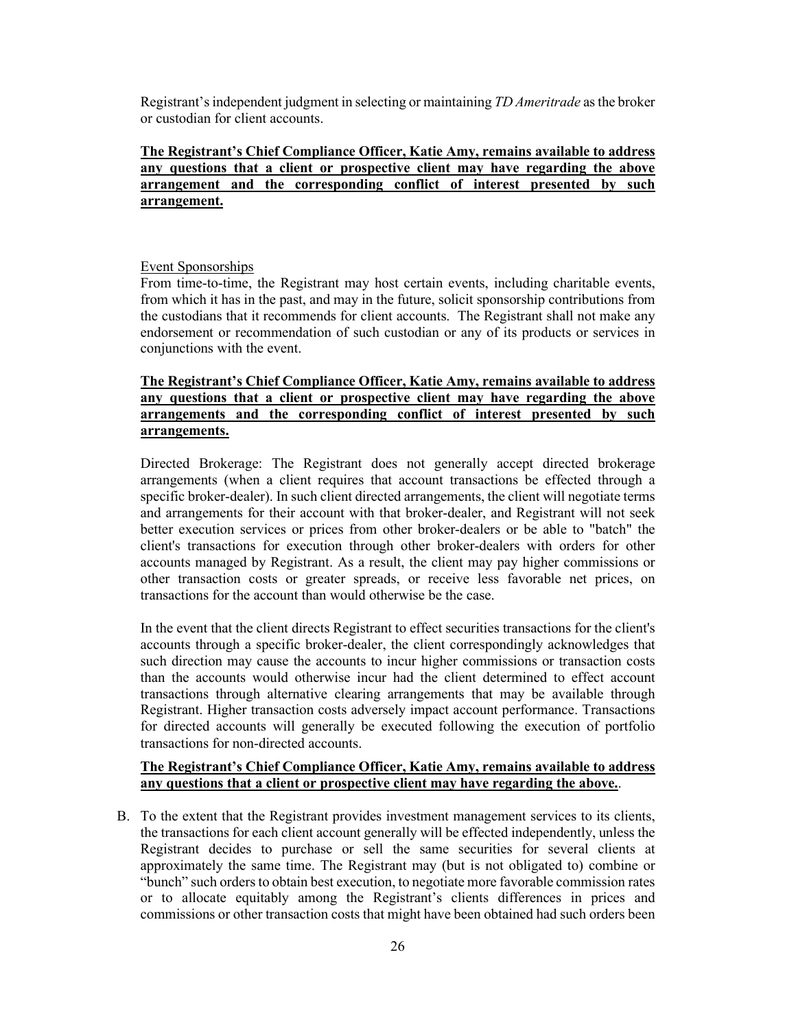Registrant's independent judgment in selecting or maintaining *TD Ameritrade* as the broker or custodian for client accounts.

**<u>The Registrant's Chief Compliance Officer, Katie Amy, remains available to address any questions that a client or prospective client may have regarding the above arrangement and the corresponding conflict of interest presented by such arrangement.</u>**

<u>Event Sponsorships</u>

From time-to-time, the Registrant may host certain events, including charitable events, from which it has in the past, and may in the future, solicit sponsorship contributions from the custodians that it recommends for client accounts. The Registrant shall not make any endorsement or recommendation of such custodian or any of its products or services in conjunctions with the event.

**<u>The Registrant's Chief Compliance Officer, Katie Amy, remains available to address any questions that a client or prospective client may have regarding the above arrangements and the corresponding conflict of interest presented by such arrangements.</u>**

Directed Brokerage: The Registrant does not generally accept directed brokerage arrangements (when a client requires that account transactions be effected through a specific broker-dealer). In such client directed arrangements, the client will negotiate terms and arrangements for their account with that broker-dealer, and Registrant will not seek better execution services or prices from other broker-dealers or be able to "batch" the client's transactions for execution through other broker-dealers with orders for other accounts managed by Registrant. As a result, the client may pay higher commissions or other transaction costs or greater spreads, or receive less favorable net prices, on transactions for the account than would otherwise be the case.

In the event that the client directs Registrant to effect securities transactions for the client's accounts through a specific broker-dealer, the client correspondingly acknowledges that such direction may cause the accounts to incur higher commissions or transaction costs than the accounts would otherwise incur had the client determined to effect account transactions through alternative clearing arrangements that may be available through Registrant. Higher transaction costs adversely impact account performance. Transactions for directed accounts will generally be executed following the execution of portfolio transactions for non-directed accounts.

**<u>The Registrant's Chief Compliance Officer, Katie Amy, remains available to address any questions that a client or prospective client may have regarding the above.</u>**.

B. To the extent that the Registrant provides investment management services to its clients, the transactions for each client account generally will be effected independently, unless the Registrant decides to purchase or sell the same securities for several clients at approximately the same time. The Registrant may (but is not obligated to) combine or "bunch" such orders to obtain best execution, to negotiate more favorable commission rates or to allocate equitably among the Registrant's clients differences in prices and commissions or other transaction costs that might have been obtained had such orders been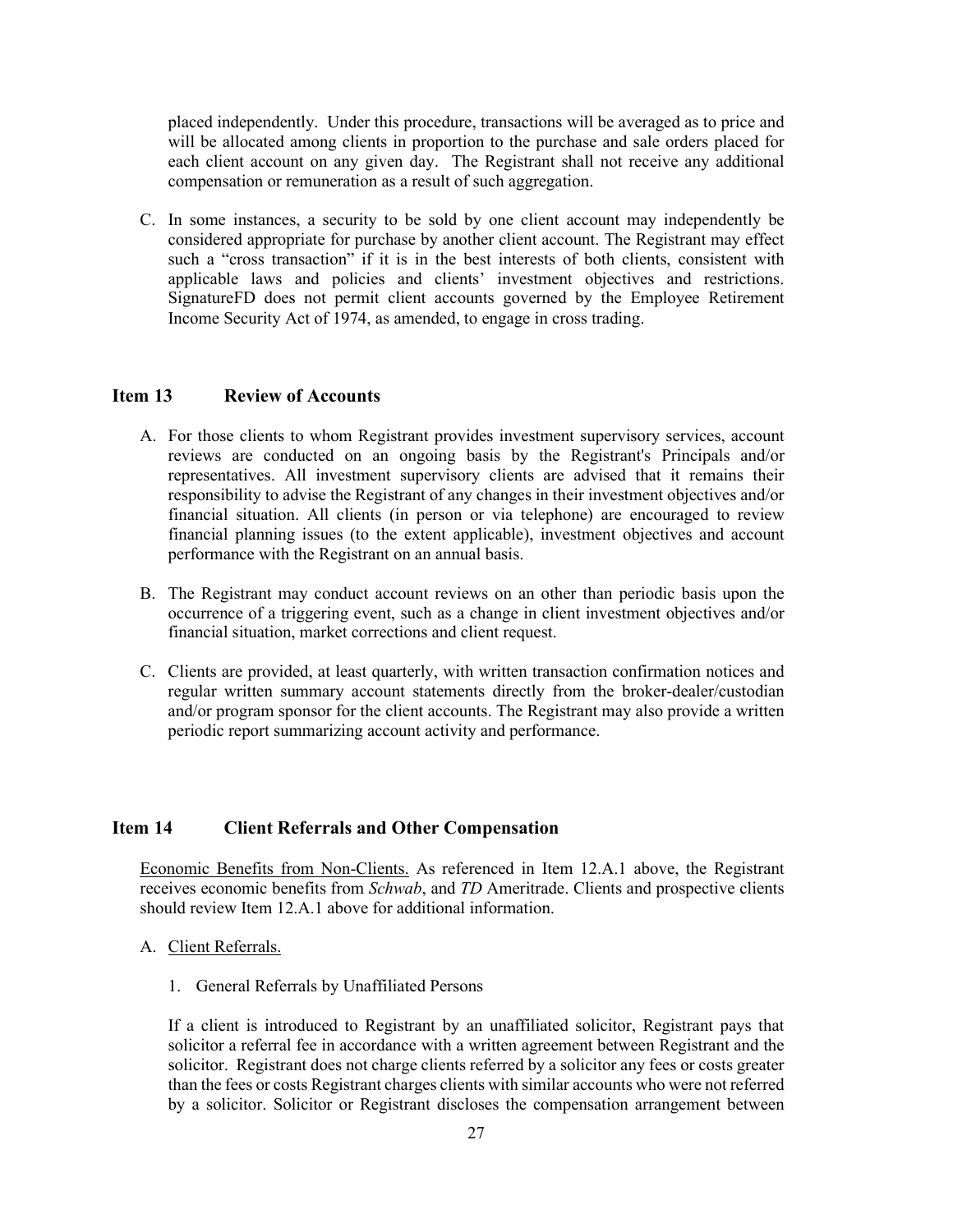placed independently. Under this procedure, transactions will be averaged as to price and will be allocated among clients in proportion to the purchase and sale orders placed for each client account on any given day. The Registrant shall not receive any additional compensation or remuneration as a result of such aggregation.

C. In some instances, a security to be sold by one client account may independently be considered appropriate for purchase by another client account. The Registrant may effect such a "cross transaction" if it is in the best interests of both clients, consistent with applicable laws and policies and clients' investment objectives and restrictions. SignatureFD does not permit client accounts governed by the Employee Retirement Income Security Act of 1974, as amended, to engage in cross trading.

## Item 13 Review of Accounts

A. For those clients to whom Registrant provides investment supervisory services, account reviews are conducted on an ongoing basis by the Registrant's Principals and/or representatives. All investment supervisory clients are advised that it remains their responsibility to advise the Registrant of any changes in their investment objectives and/or financial situation. All clients (in person or via telephone) are encouraged to review financial planning issues (to the extent applicable), investment objectives and account performance with the Registrant on an annual basis.

B. The Registrant may conduct account reviews on an other than periodic basis upon the occurrence of a triggering event, such as a change in client investment objectives and/or financial situation, market corrections and client request.

C. Clients are provided, at least quarterly, with written transaction confirmation notices and regular written summary account statements directly from the broker-dealer/custodian and/or program sponsor for the client accounts. The Registrant may also provide a written periodic report summarizing account activity and performance.

## Item 14 Client Referrals and Other Compensation

Economic Benefits from Non-Clients. As referenced in Item 12.A.1 above, the Registrant receives economic benefits from *Schwab*, and *TD* Ameritrade. Clients and prospective clients should review Item 12.A.1 above for additional information.

A. Client Referrals.

1. General Referrals by Unaffiliated Persons

If a client is introduced to Registrant by an unaffiliated solicitor, Registrant pays that solicitor a referral fee in accordance with a written agreement between Registrant and the solicitor. Registrant does not charge clients referred by a solicitor any fees or costs greater than the fees or costs Registrant charges clients with similar accounts who were not referred by a solicitor. Solicitor or Registrant discloses the compensation arrangement between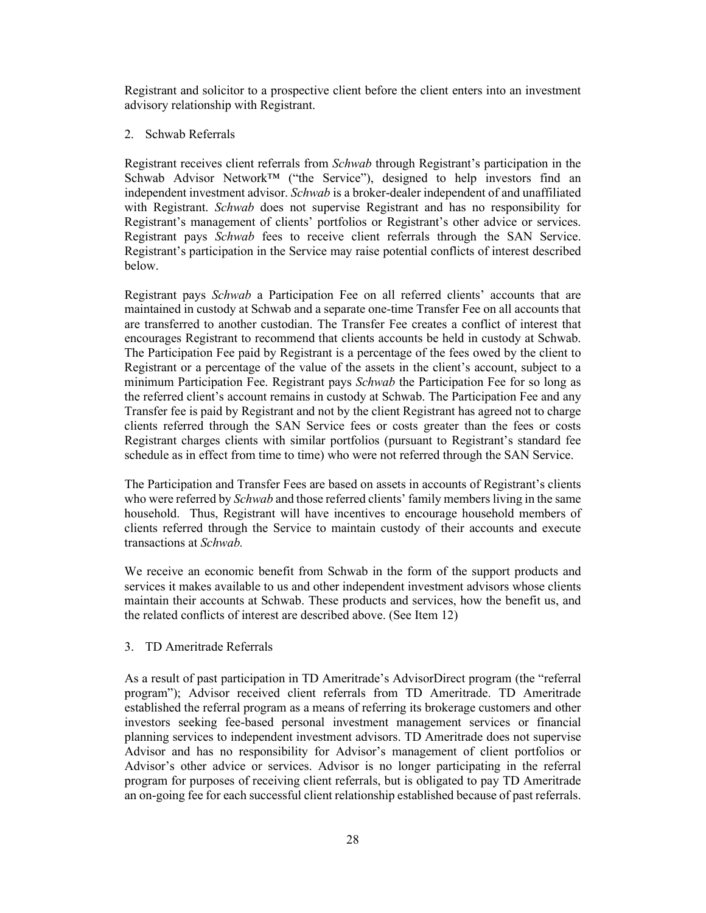Registrant and solicitor to a prospective client before the client enters into an investment advisory relationship with Registrant.

2. Schwab Referrals

Registrant receives client referrals from *Schwab* through Registrant's participation in the Schwab Advisor Network™ ("the Service"), designed to help investors find an independent investment advisor. *Schwab* is a broker-dealer independent of and unaffiliated with Registrant. *Schwab* does not supervise Registrant and has no responsibility for Registrant's management of clients' portfolios or Registrant's other advice or services. Registrant pays *Schwab* fees to receive client referrals through the SAN Service. Registrant's participation in the Service may raise potential conflicts of interest described below.

Registrant pays *Schwab* a Participation Fee on all referred clients' accounts that are maintained in custody at Schwab and a separate one-time Transfer Fee on all accounts that are transferred to another custodian. The Transfer Fee creates a conflict of interest that encourages Registrant to recommend that clients accounts be held in custody at Schwab. The Participation Fee paid by Registrant is a percentage of the fees owed by the client to Registrant or a percentage of the value of the assets in the client's account, subject to a minimum Participation Fee. Registrant pays *Schwab* the Participation Fee for so long as the referred client's account remains in custody at Schwab. The Participation Fee and any Transfer fee is paid by Registrant and not by the client Registrant has agreed not to charge clients referred through the SAN Service fees or costs greater than the fees or costs Registrant charges clients with similar portfolios (pursuant to Registrant's standard fee schedule as in effect from time to time) who were not referred through the SAN Service.

The Participation and Transfer Fees are based on assets in accounts of Registrant's clients who were referred by *Schwab* and those referred clients' family members living in the same household. Thus, Registrant will have incentives to encourage household members of clients referred through the Service to maintain custody of their accounts and execute transactions at *Schwab.*

We receive an economic benefit from Schwab in the form of the support products and services it makes available to us and other independent investment advisors whose clients maintain their accounts at Schwab. These products and services, how the benefit us, and the related conflicts of interest are described above. (See Item 12)

3. TD Ameritrade Referrals

As a result of past participation in TD Ameritrade's AdvisorDirect program (the "referral program"); Advisor received client referrals from TD Ameritrade. TD Ameritrade established the referral program as a means of referring its brokerage customers and other investors seeking fee-based personal investment management services or financial planning services to independent investment advisors. TD Ameritrade does not supervise Advisor and has no responsibility for Advisor's management of client portfolios or Advisor's other advice or services. Advisor is no longer participating in the referral program for purposes of receiving client referrals, but is obligated to pay TD Ameritrade an on-going fee for each successful client relationship established because of past referrals.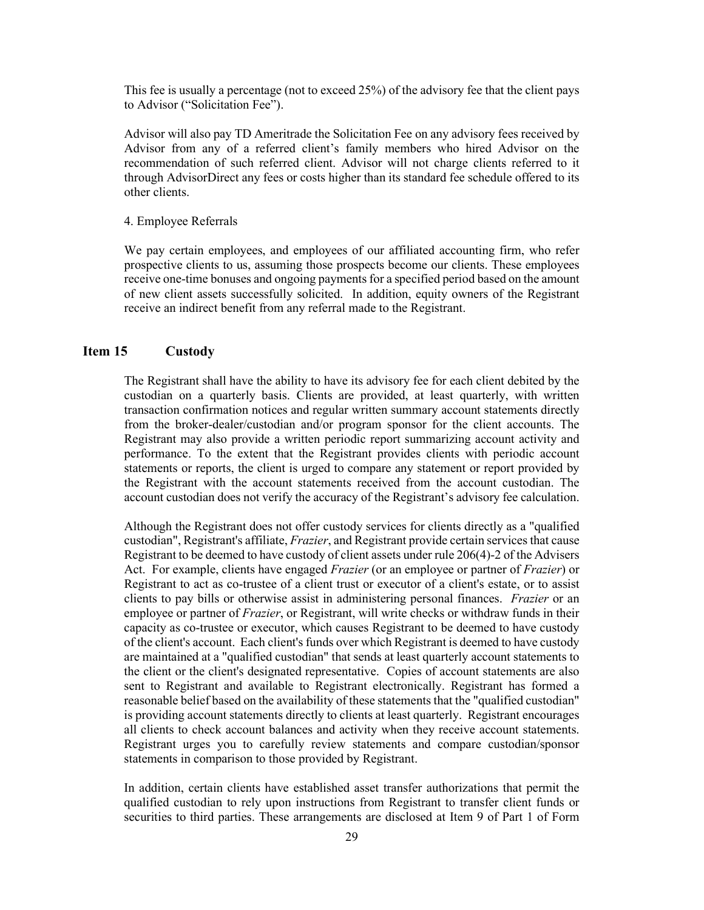This fee is usually a percentage (not to exceed 25%) of the advisory fee that the client pays to Advisor ("Solicitation Fee").

Advisor will also pay TD Ameritrade the Solicitation Fee on any advisory fees received by Advisor from any of a referred client's family members who hired Advisor on the recommendation of such referred client. Advisor will not charge clients referred to it through AdvisorDirect any fees or costs higher than its standard fee schedule offered to its other clients.

4. Employee Referrals

We pay certain employees, and employees of our affiliated accounting firm, who refer prospective clients to us, assuming those prospects become our clients. These employees receive one-time bonuses and ongoing payments for a specified period based on the amount of new client assets successfully solicited. In addition, equity owners of the Registrant receive an indirect benefit from any referral made to the Registrant.

## Item 15 Custody

The Registrant shall have the ability to have its advisory fee for each client debited by the custodian on a quarterly basis. Clients are provided, at least quarterly, with written transaction confirmation notices and regular written summary account statements directly from the broker-dealer/custodian and/or program sponsor for the client accounts. The Registrant may also provide a written periodic report summarizing account activity and performance. To the extent that the Registrant provides clients with periodic account statements or reports, the client is urged to compare any statement or report provided by the Registrant with the account statements received from the account custodian. The account custodian does not verify the accuracy of the Registrant's advisory fee calculation.

Although the Registrant does not offer custody services for clients directly as a "qualified custodian", Registrant's affiliate, *Frazier*, and Registrant provide certain services that cause Registrant to be deemed to have custody of client assets under rule 206(4)-2 of the Advisers Act. For example, clients have engaged *Frazier* (or an employee or partner of *Frazier*) or Registrant to act as co-trustee of a client trust or executor of a client's estate, or to assist clients to pay bills or otherwise assist in administering personal finances. *Frazier* or an employee or partner of *Frazier*, or Registrant, will write checks or withdraw funds in their capacity as co-trustee or executor, which causes Registrant to be deemed to have custody of the client's account. Each client's funds over which Registrant is deemed to have custody are maintained at a "qualified custodian" that sends at least quarterly account statements to the client or the client's designated representative. Copies of account statements are also sent to Registrant and available to Registrant electronically. Registrant has formed a reasonable belief based on the availability of these statements that the "qualified custodian" is providing account statements directly to clients at least quarterly. Registrant encourages all clients to check account balances and activity when they receive account statements. Registrant urges you to carefully review statements and compare custodian/sponsor statements in comparison to those provided by Registrant.

In addition, certain clients have established asset transfer authorizations that permit the qualified custodian to rely upon instructions from Registrant to transfer client funds or securities to third parties. These arrangements are disclosed at Item 9 of Part 1 of Form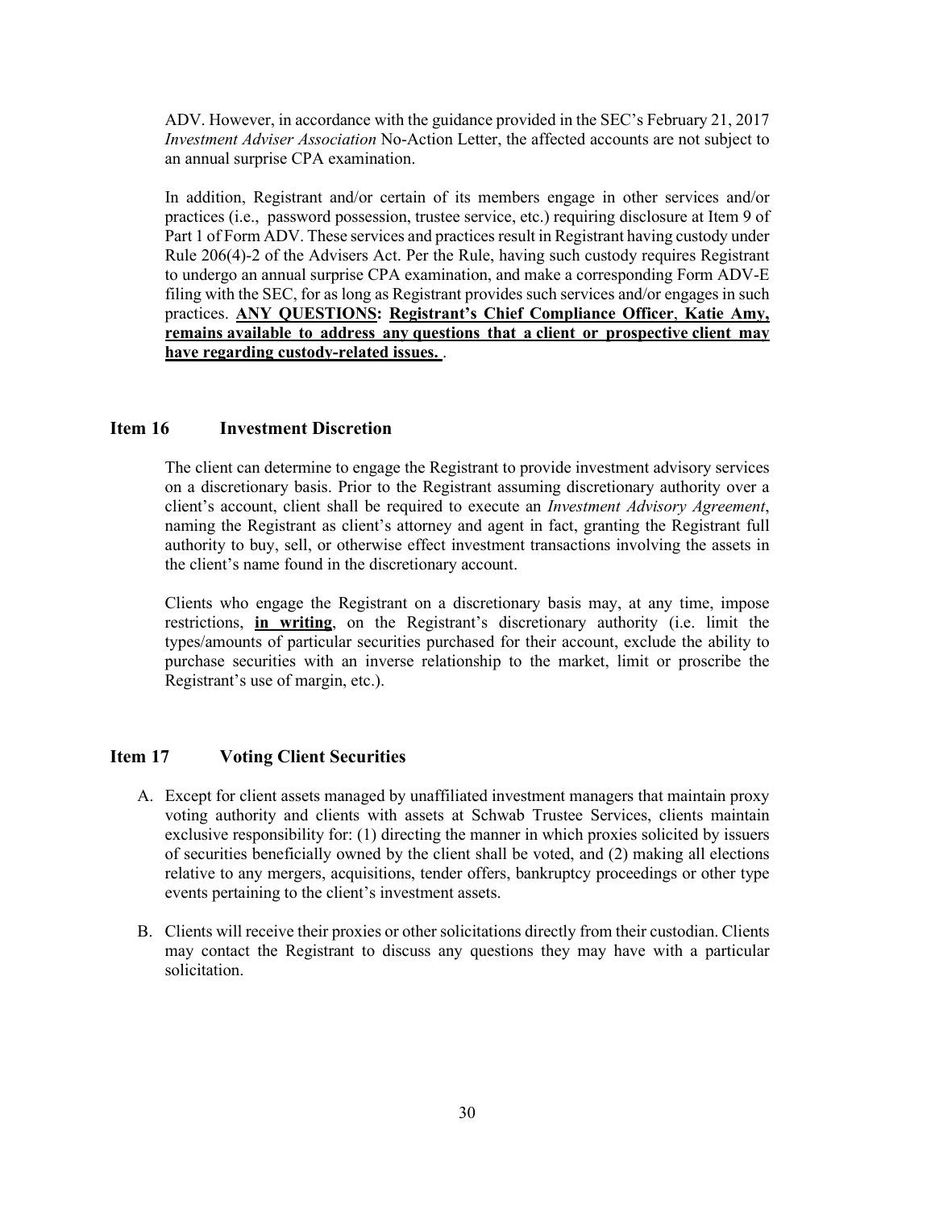ADV. However, in accordance with the guidance provided in the SEC's February 21, 2017 *Investment Adviser Association* No-Action Letter, the affected accounts are not subject to an annual surprise CPA examination.

In addition, Registrant and/or certain of its members engage in other services and/or practices (i.e., password possession, trustee service, etc.) requiring disclosure at Item 9 of Part 1 of Form ADV. These services and practices result in Registrant having custody under Rule 206(4)-2 of the Advisers Act. Per the Rule, having such custody requires Registrant to undergo an annual surprise CPA examination, and make a corresponding Form ADV-E filing with the SEC, for as long as Registrant provides such services and/or engages in such practices. **ANY QUESTIONS: Registrant's Chief Compliance Officer, Katie Amy, remains available to address any questions that a client or prospective client may have regarding custody-related issues.** .

## Item 16 Investment Discretion

The client can determine to engage the Registrant to provide investment advisory services on a discretionary basis. Prior to the Registrant assuming discretionary authority over a client's account, client shall be required to execute an *Investment Advisory Agreement*, naming the Registrant as client's attorney and agent in fact, granting the Registrant full authority to buy, sell, or otherwise effect investment transactions involving the assets in the client's name found in the discretionary account.

Clients who engage the Registrant on a discretionary basis may, at any time, impose restrictions, **in writing**, on the Registrant's discretionary authority (i.e. limit the types/amounts of particular securities purchased for their account, exclude the ability to purchase securities with an inverse relationship to the market, limit or proscribe the Registrant's use of margin, etc.).

## Item 17 Voting Client Securities

A. Except for client assets managed by unaffiliated investment managers that maintain proxy voting authority and clients with assets at Schwab Trustee Services, clients maintain exclusive responsibility for: (1) directing the manner in which proxies solicited by issuers of securities beneficially owned by the client shall be voted, and (2) making all elections relative to any mergers, acquisitions, tender offers, bankruptcy proceedings or other type events pertaining to the client's investment assets.

B. Clients will receive their proxies or other solicitations directly from their custodian. Clients may contact the Registrant to discuss any questions they may have with a particular solicitation.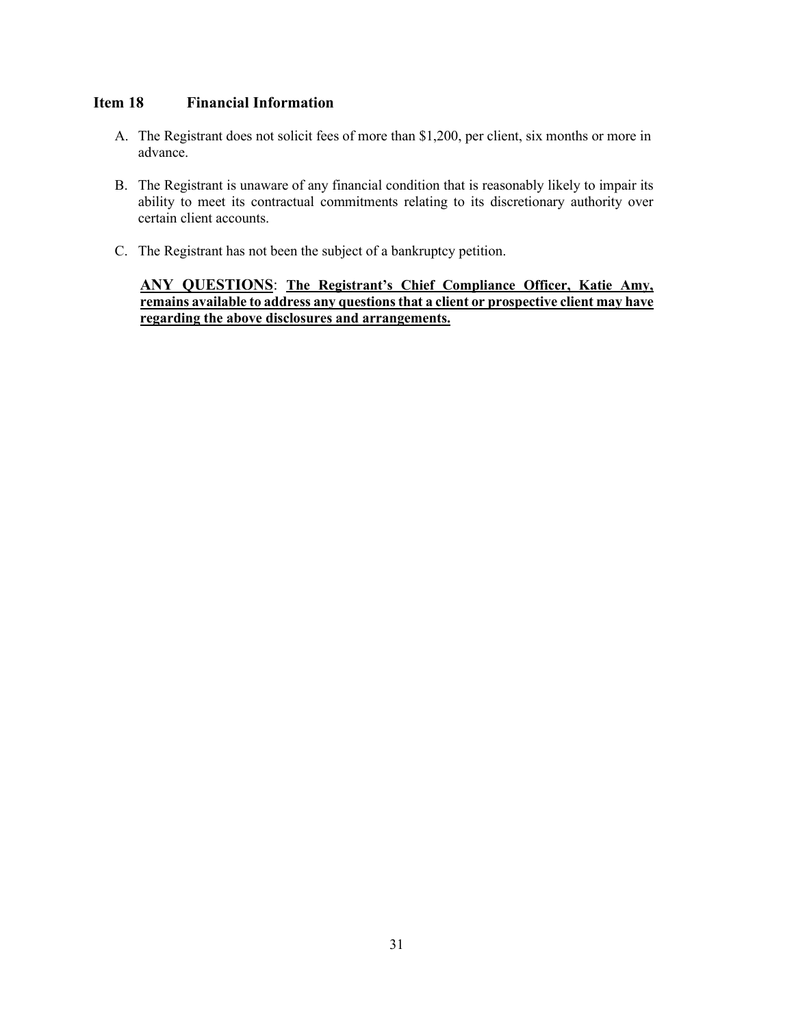## Item 18 Financial Information

A. The Registrant does not solicit fees of more than $1,200, per client, six months or more in advance.

B. The Registrant is unaware of any financial condition that is reasonably likely to impair its ability to meet its contractual commitments relating to its discretionary authority over certain client accounts.

C. The Registrant has not been the subject of a bankruptcy petition.

**ANY QUESTIONS**: **The Registrant's Chief Compliance Officer, Katie Amy, remains available to address any questions that a client or prospective client may have regarding the above disclosures and arrangements.**